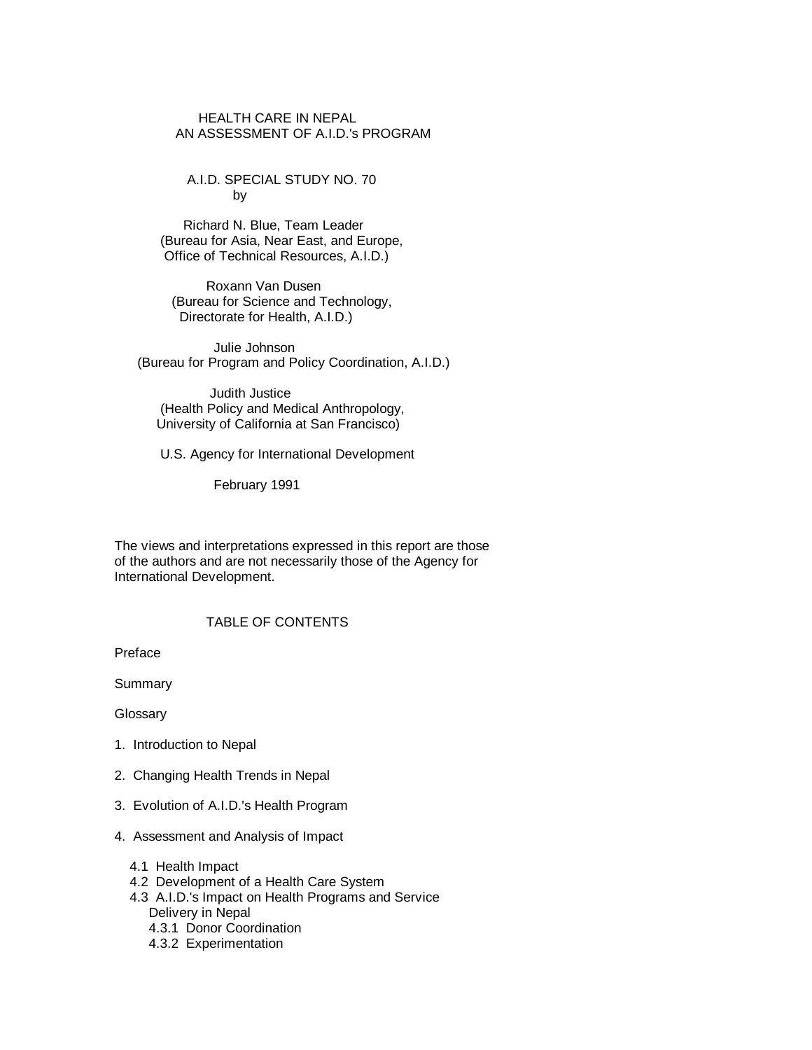# HEALTH CARE IN NEPAL
# AN ASSESSMENT OF A.I.D.'s PROGRAM

A.I.D. SPECIAL STUDY NO. 70

by

Richard N. Blue, Team Leader
(Bureau for Asia, Near East, and Europe,
Office of Technical Resources, A.I.D.)

Roxann Van Dusen
(Bureau for Science and Technology,
Directorate for Health, A.I.D.)

Julie Johnson
(Bureau for Program and Policy Coordination, A.I.D.)

Judith Justice
(Health Policy and Medical Anthropology,
University of California at San Francisco)

U.S. Agency for International Development

February 1991

The views and interpretations expressed in this report are those of the authors and are not necessarily those of the Agency for International Development.

## TABLE OF CONTENTS

Preface

Summary

Glossary

1. Introduction to Nepal

2. Changing Health Trends in Nepal

3. Evolution of A.I.D.'s Health Program

4. Assessment and Analysis of Impact

   4.1 Health Impact
   4.2 Development of a Health Care System
   4.3 A.I.D.'s Impact on Health Programs and Service Delivery in Nepal
      4.3.1 Donor Coordination
      4.3.2 Experimentation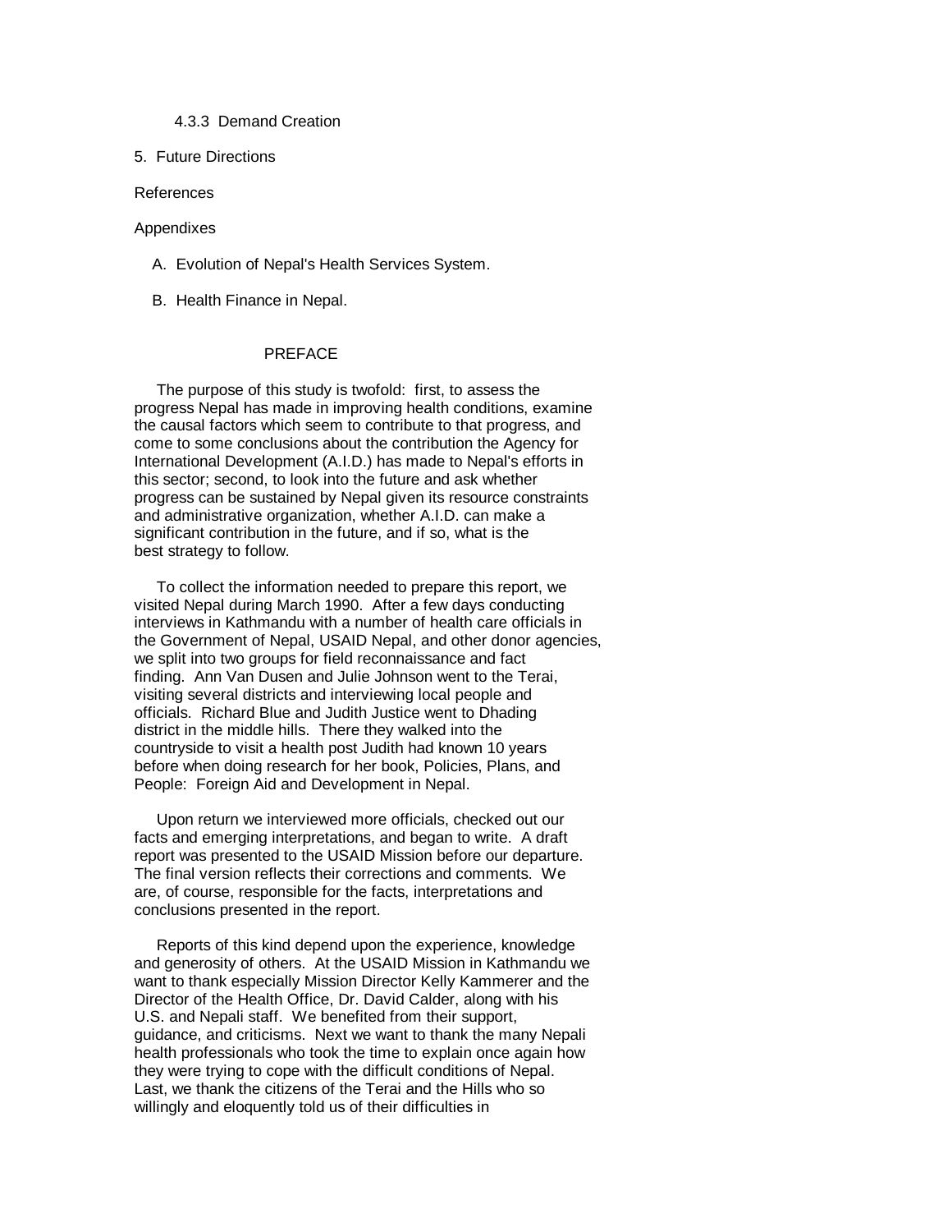4.3.3 Demand Creation

5. Future Directions

References

Appendixes

A. Evolution of Nepal's Health Services System.

B. Health Finance in Nepal.

## PREFACE

The purpose of this study is twofold: first, to assess the progress Nepal has made in improving health conditions, examine the causal factors which seem to contribute to that progress, and come to some conclusions about the contribution the Agency for International Development (A.I.D.) has made to Nepal's efforts in this sector; second, to look into the future and ask whether progress can be sustained by Nepal given its resource constraints and administrative organization, whether A.I.D. can make a significant contribution in the future, and if so, what is the best strategy to follow.

To collect the information needed to prepare this report, we visited Nepal during March 1990. After a few days conducting interviews in Kathmandu with a number of health care officials in the Government of Nepal, USAID Nepal, and other donor agencies, we split into two groups for field reconnaissance and fact finding. Ann Van Dusen and Julie Johnson went to the Terai, visiting several districts and interviewing local people and officials. Richard Blue and Judith Justice went to Dhading district in the middle hills. There they walked into the countryside to visit a health post Judith had known 10 years before when doing research for her book, Policies, Plans, and People: Foreign Aid and Development in Nepal.

Upon return we interviewed more officials, checked out our facts and emerging interpretations, and began to write. A draft report was presented to the USAID Mission before our departure. The final version reflects their corrections and comments. We are, of course, responsible for the facts, interpretations and conclusions presented in the report.

Reports of this kind depend upon the experience, knowledge and generosity of others. At the USAID Mission in Kathmandu we want to thank especially Mission Director Kelly Kammerer and the Director of the Health Office, Dr. David Calder, along with his U.S. and Nepali staff. We benefited from their support, guidance, and criticisms. Next we want to thank the many Nepali health professionals who took the time to explain once again how they were trying to cope with the difficult conditions of Nepal. Last, we thank the citizens of the Terai and the Hills who so willingly and eloquently told us of their difficulties in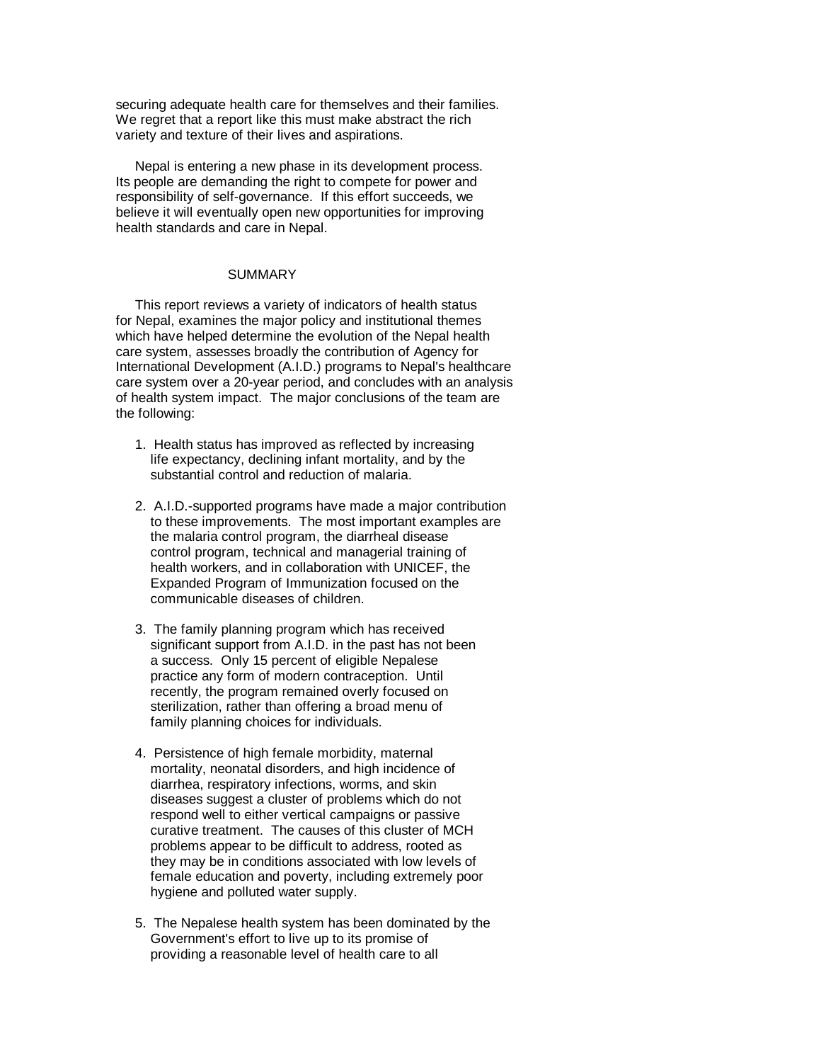securing adequate health care for themselves and their families. We regret that a report like this must make abstract the rich variety and texture of their lives and aspirations.

Nepal is entering a new phase in its development process. Its people are demanding the right to compete for power and responsibility of self-governance. If this effort succeeds, we believe it will eventually open new opportunities for improving health standards and care in Nepal.

## SUMMARY

This report reviews a variety of indicators of health status for Nepal, examines the major policy and institutional themes which have helped determine the evolution of the Nepal health care system, assesses broadly the contribution of Agency for International Development (A.I.D.) programs to Nepal's healthcare care system over a 20-year period, and concludes with an analysis of health system impact. The major conclusions of the team are the following:

1. Health status has improved as reflected by increasing life expectancy, declining infant mortality, and by the substantial control and reduction of malaria.

2. A.I.D.-supported programs have made a major contribution to these improvements. The most important examples are the malaria control program, the diarrheal disease control program, technical and managerial training of health workers, and in collaboration with UNICEF, the Expanded Program of Immunization focused on the communicable diseases of children.

3. The family planning program which has received significant support from A.I.D. in the past has not been a success. Only 15 percent of eligible Nepalese practice any form of modern contraception. Until recently, the program remained overly focused on sterilization, rather than offering a broad menu of family planning choices for individuals.

4. Persistence of high female morbidity, maternal mortality, neonatal disorders, and high incidence of diarrhea, respiratory infections, worms, and skin diseases suggest a cluster of problems which do not respond well to either vertical campaigns or passive curative treatment. The causes of this cluster of MCH problems appear to be difficult to address, rooted as they may be in conditions associated with low levels of female education and poverty, including extremely poor hygiene and polluted water supply.

5. The Nepalese health system has been dominated by the Government's effort to live up to its promise of providing a reasonable level of health care to all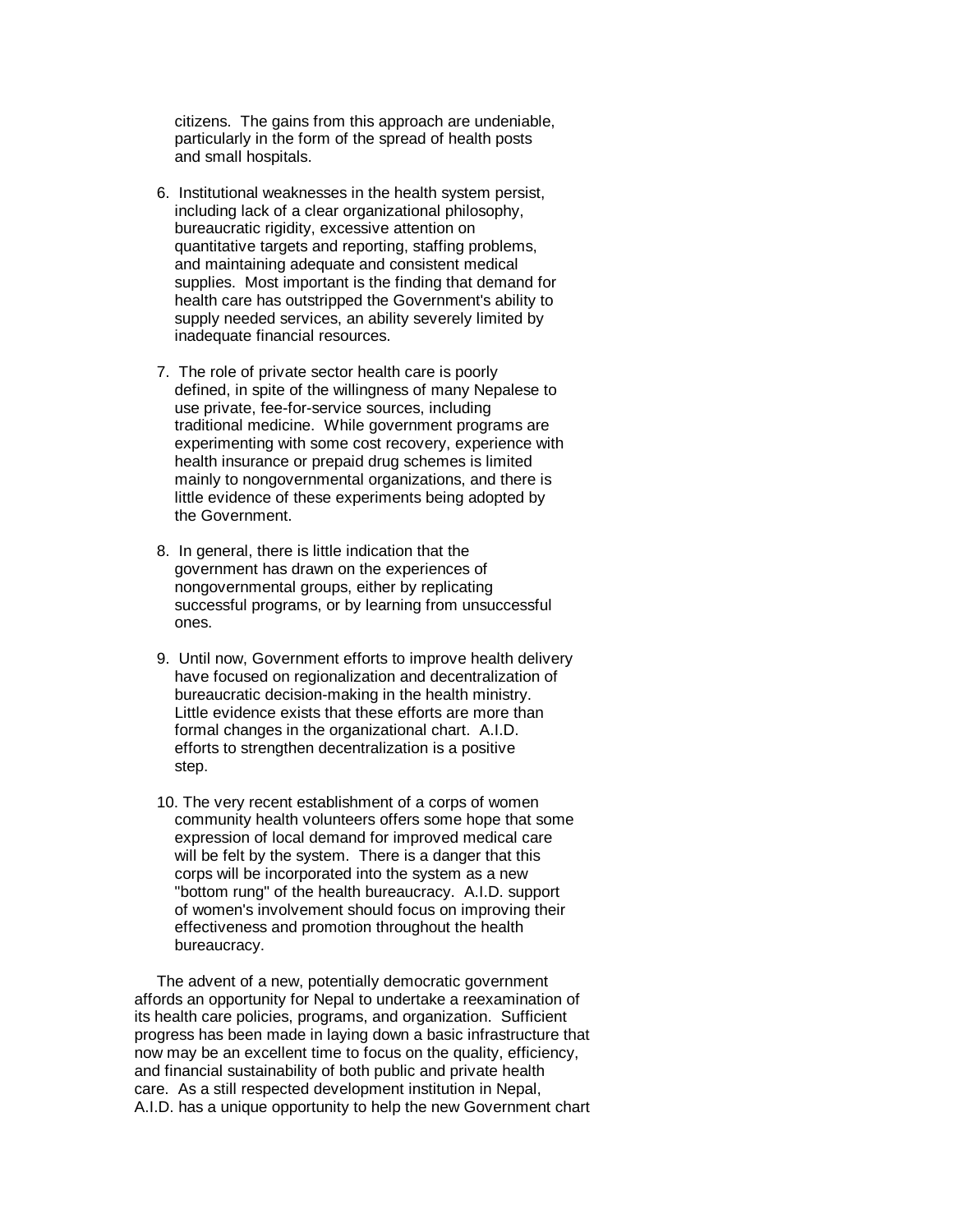citizens. The gains from this approach are undeniable, particularly in the form of the spread of health posts and small hospitals.

6. Institutional weaknesses in the health system persist, including lack of a clear organizational philosophy, bureaucratic rigidity, excessive attention on quantitative targets and reporting, staffing problems, and maintaining adequate and consistent medical supplies. Most important is the finding that demand for health care has outstripped the Government's ability to supply needed services, an ability severely limited by inadequate financial resources.

7. The role of private sector health care is poorly defined, in spite of the willingness of many Nepalese to use private, fee-for-service sources, including traditional medicine. While government programs are experimenting with some cost recovery, experience with health insurance or prepaid drug schemes is limited mainly to nongovernmental organizations, and there is little evidence of these experiments being adopted by the Government.

8. In general, there is little indication that the government has drawn on the experiences of nongovernmental groups, either by replicating successful programs, or by learning from unsuccessful ones.

9. Until now, Government efforts to improve health delivery have focused on regionalization and decentralization of bureaucratic decision-making in the health ministry. Little evidence exists that these efforts are more than formal changes in the organizational chart. A.I.D. efforts to strengthen decentralization is a positive step.

10. The very recent establishment of a corps of women community health volunteers offers some hope that some expression of local demand for improved medical care will be felt by the system. There is a danger that this corps will be incorporated into the system as a new "bottom rung" of the health bureaucracy. A.I.D. support of women's involvement should focus on improving their effectiveness and promotion throughout the health bureaucracy.

The advent of a new, potentially democratic government affords an opportunity for Nepal to undertake a reexamination of its health care policies, programs, and organization. Sufficient progress has been made in laying down a basic infrastructure that now may be an excellent time to focus on the quality, efficiency, and financial sustainability of both public and private health care. As a still respected development institution in Nepal, A.I.D. has a unique opportunity to help the new Government chart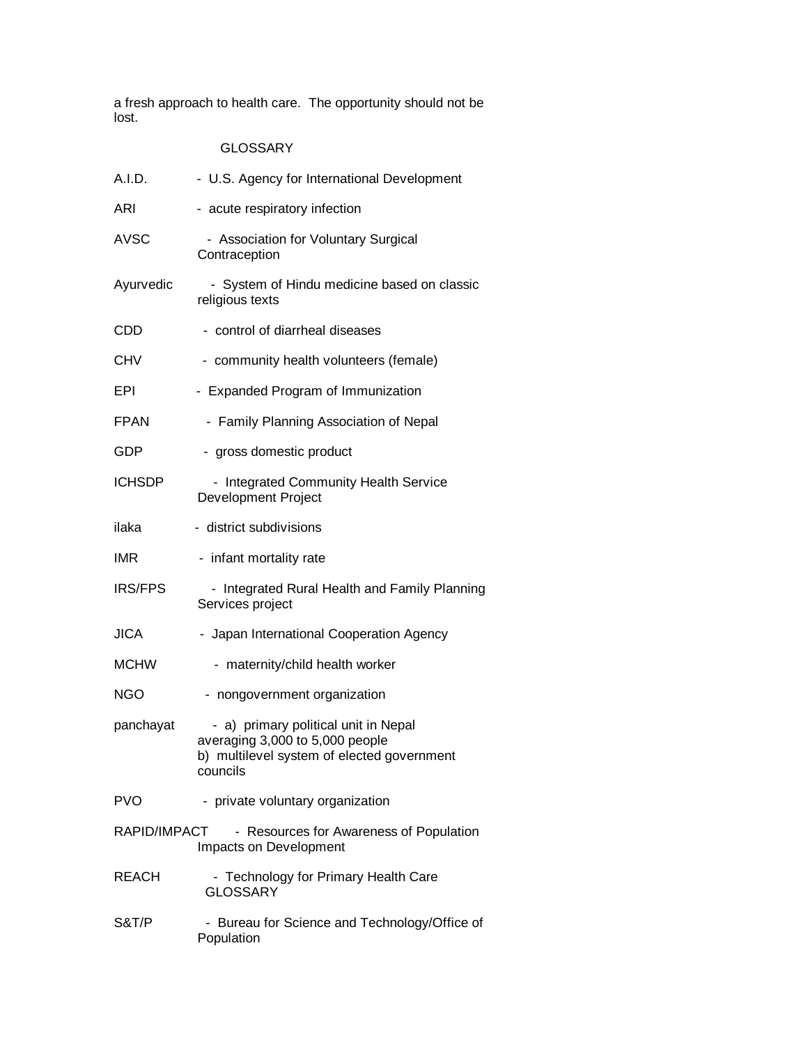a fresh approach to health care. The opportunity should not be lost.

## GLOSSARY

A.I.D. - U.S. Agency for International Development

ARI - acute respiratory infection

AVSC - Association for Voluntary Surgical Contraception

Ayurvedic - System of Hindu medicine based on classic religious texts

CDD - control of diarrheal diseases

CHV - community health volunteers (female)

EPI - Expanded Program of Immunization

FPAN - Family Planning Association of Nepal

GDP - gross domestic product

ICHSDP - Integrated Community Health Service Development Project

ilaka - district subdivisions

IMR - infant mortality rate

IRS/FPS - Integrated Rural Health and Family Planning Services project

JICA - Japan International Cooperation Agency

MCHW - maternity/child health worker

NGO - nongovernment organization

panchayat - a) primary political unit in Nepal averaging 3,000 to 5,000 people
b) multilevel system of elected government councils

PVO - private voluntary organization

RAPID/IMPACT - Resources for Awareness of Population Impacts on Development

REACH - Technology for Primary Health Care

GLOSSARY

S&T/P - Bureau for Science and Technology/Office of Population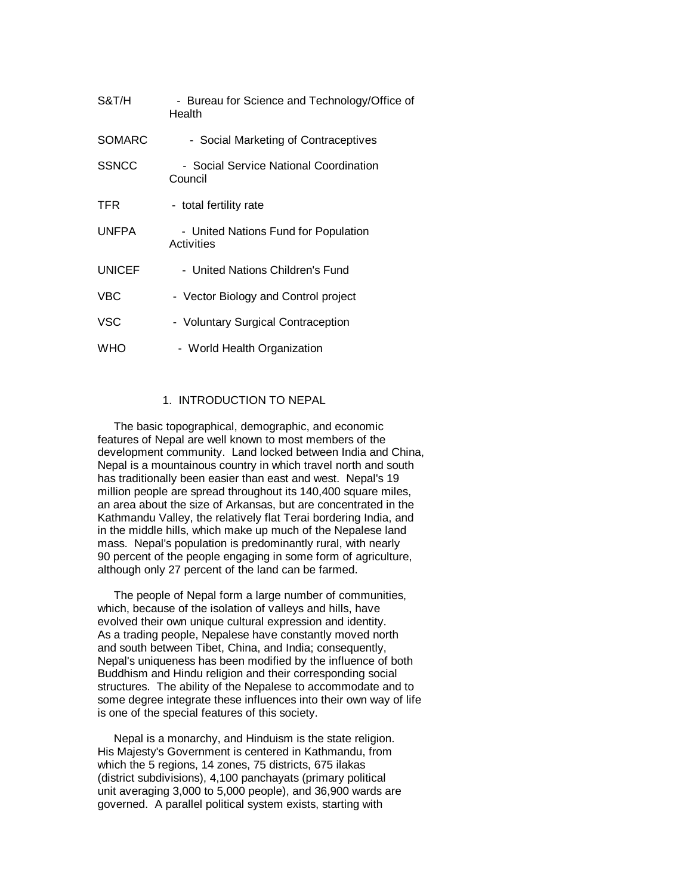S&T/H - Bureau for Science and Technology/Office of Health

SOMARC - Social Marketing of Contraceptives

SSNCC - Social Service National Coordination Council

TFR - total fertility rate

UNFPA - United Nations Fund for Population Activities

UNICEF - United Nations Children's Fund

VBC - Vector Biology and Control project

VSC - Voluntary Surgical Contraception

WHO - World Health Organization

# 1. INTRODUCTION TO NEPAL

The basic topographical, demographic, and economic features of Nepal are well known to most members of the development community. Land locked between India and China, Nepal is a mountainous country in which travel north and south has traditionally been easier than east and west. Nepal's 19 million people are spread throughout its 140,400 square miles, an area about the size of Arkansas, but are concentrated in the Kathmandu Valley, the relatively flat Terai bordering India, and in the middle hills, which make up much of the Nepalese land mass. Nepal's population is predominantly rural, with nearly 90 percent of the people engaging in some form of agriculture, although only 27 percent of the land can be farmed.

The people of Nepal form a large number of communities, which, because of the isolation of valleys and hills, have evolved their own unique cultural expression and identity. As a trading people, Nepalese have constantly moved north and south between Tibet, China, and India; consequently, Nepal's uniqueness has been modified by the influence of both Buddhism and Hindu religion and their corresponding social structures. The ability of the Nepalese to accommodate and to some degree integrate these influences into their own way of life is one of the special features of this society.

Nepal is a monarchy, and Hinduism is the state religion. His Majesty's Government is centered in Kathmandu, from which the 5 regions, 14 zones, 75 districts, 675 ilakas (district subdivisions), 4,100 panchayats (primary political unit averaging 3,000 to 5,000 people), and 36,900 wards are governed. A parallel political system exists, starting with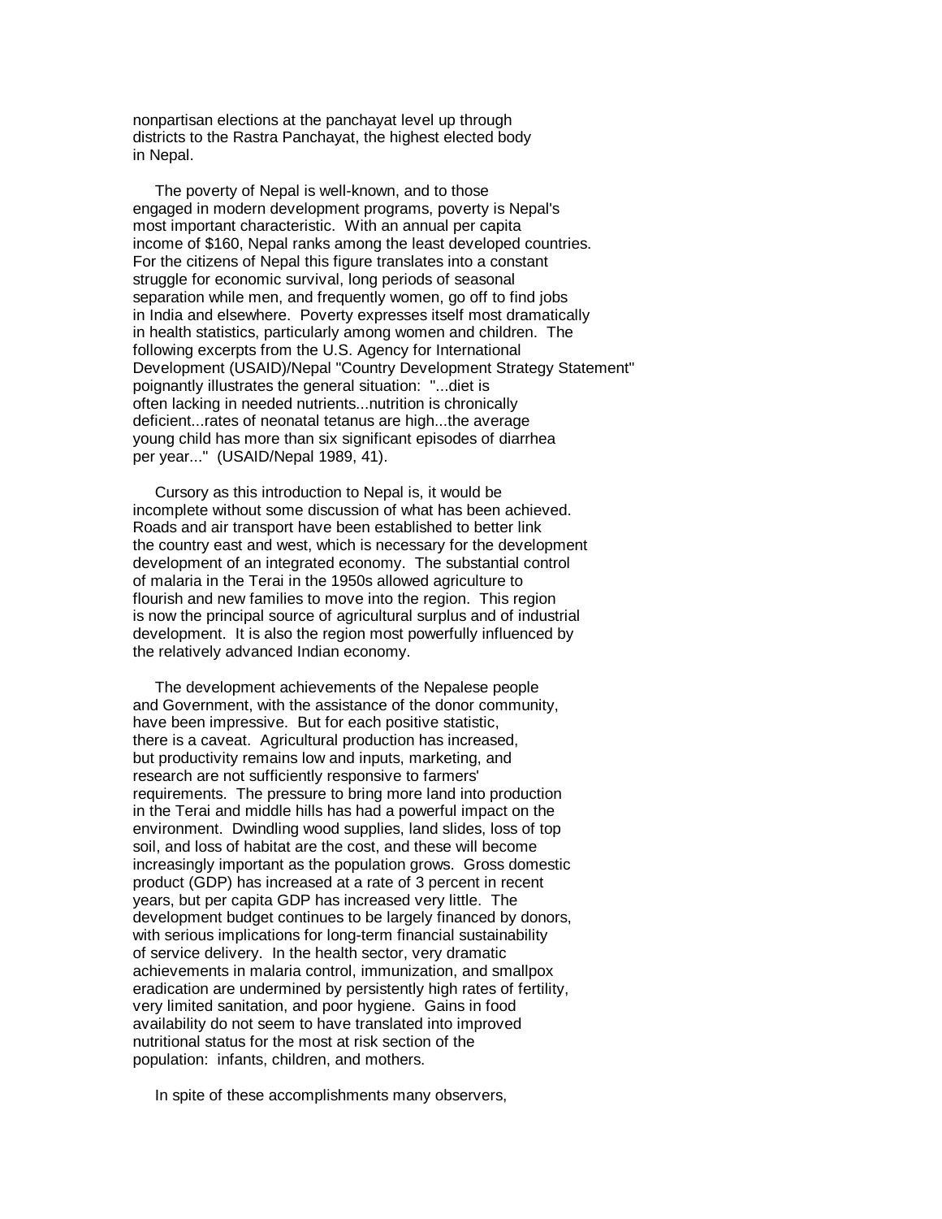nonpartisan elections at the panchayat level up through districts to the Rastra Panchayat, the highest elected body in Nepal.

The poverty of Nepal is well-known, and to those engaged in modern development programs, poverty is Nepal's most important characteristic. With an annual per capita income of $160, Nepal ranks among the least developed countries. For the citizens of Nepal this figure translates into a constant struggle for economic survival, long periods of seasonal separation while men, and frequently women, go off to find jobs in India and elsewhere. Poverty expresses itself most dramatically in health statistics, particularly among women and children. The following excerpts from the U.S. Agency for International Development (USAID)/Nepal "Country Development Strategy Statement" poignantly illustrates the general situation: "...diet is often lacking in needed nutrients...nutrition is chronically deficient...rates of neonatal tetanus are high...the average young child has more than six significant episodes of diarrhea per year..." (USAID/Nepal 1989, 41).

Cursory as this introduction to Nepal is, it would be incomplete without some discussion of what has been achieved. Roads and air transport have been established to better link the country east and west, which is necessary for the development development of an integrated economy. The substantial control of malaria in the Terai in the 1950s allowed agriculture to flourish and new families to move into the region. This region is now the principal source of agricultural surplus and of industrial development. It is also the region most powerfully influenced by the relatively advanced Indian economy.

The development achievements of the Nepalese people and Government, with the assistance of the donor community, have been impressive. But for each positive statistic, there is a caveat. Agricultural production has increased, but productivity remains low and inputs, marketing, and research are not sufficiently responsive to farmers' requirements. The pressure to bring more land into production in the Terai and middle hills has had a powerful impact on the environment. Dwindling wood supplies, land slides, loss of top soil, and loss of habitat are the cost, and these will become increasingly important as the population grows. Gross domestic product (GDP) has increased at a rate of 3 percent in recent years, but per capita GDP has increased very little. The development budget continues to be largely financed by donors, with serious implications for long-term financial sustainability of service delivery. In the health sector, very dramatic achievements in malaria control, immunization, and smallpox eradication are undermined by persistently high rates of fertility, very limited sanitation, and poor hygiene. Gains in food availability do not seem to have translated into improved nutritional status for the most at risk section of the population: infants, children, and mothers.

In spite of these accomplishments many observers,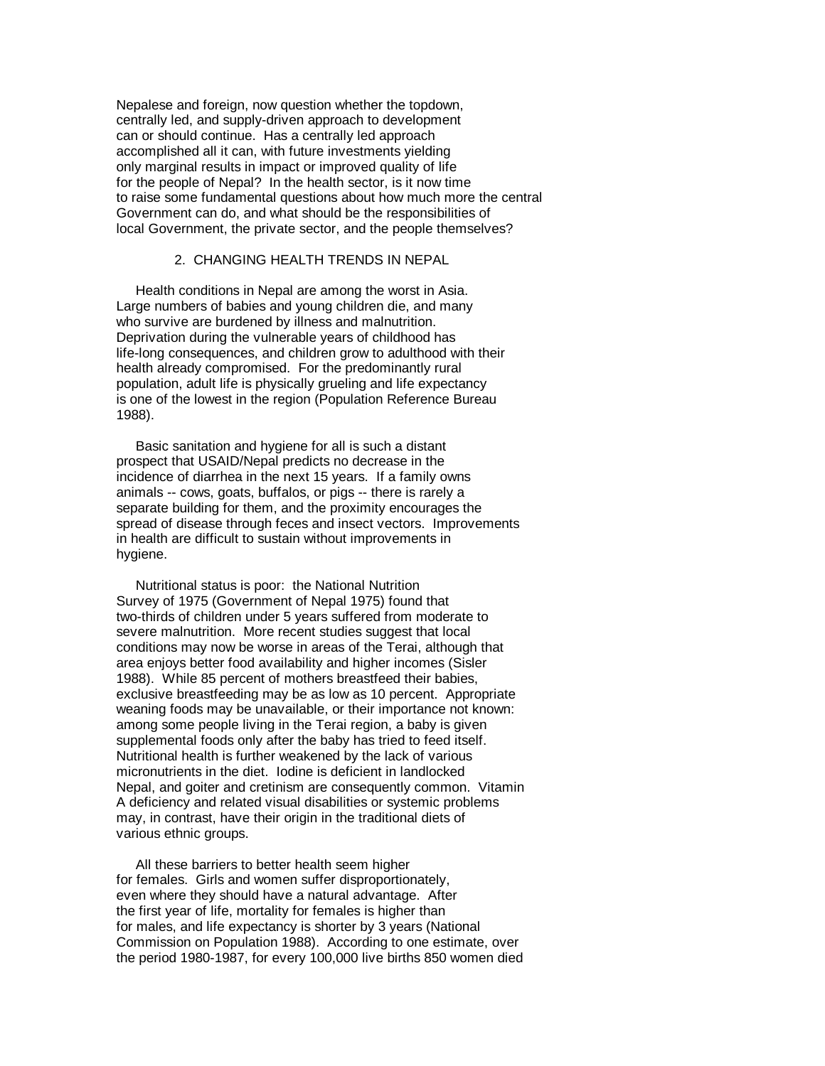Nepalese and foreign, now question whether the topdown, centrally led, and supply-driven approach to development can or should continue. Has a centrally led approach accomplished all it can, with future investments yielding only marginal results in impact or improved quality of life for the people of Nepal? In the health sector, is it now time to raise some fundamental questions about how much more the central Government can do, and what should be the responsibilities of local Government, the private sector, and the people themselves?

## 2. CHANGING HEALTH TRENDS IN NEPAL

Health conditions in Nepal are among the worst in Asia. Large numbers of babies and young children die, and many who survive are burdened by illness and malnutrition. Deprivation during the vulnerable years of childhood has life-long consequences, and children grow to adulthood with their health already compromised. For the predominantly rural population, adult life is physically grueling and life expectancy is one of the lowest in the region (Population Reference Bureau 1988).

Basic sanitation and hygiene for all is such a distant prospect that USAID/Nepal predicts no decrease in the incidence of diarrhea in the next 15 years. If a family owns animals -- cows, goats, buffalos, or pigs -- there is rarely a separate building for them, and the proximity encourages the spread of disease through feces and insect vectors. Improvements in health are difficult to sustain without improvements in hygiene.

Nutritional status is poor: the National Nutrition Survey of 1975 (Government of Nepal 1975) found that two-thirds of children under 5 years suffered from moderate to severe malnutrition. More recent studies suggest that local conditions may now be worse in areas of the Terai, although that area enjoys better food availability and higher incomes (Sisler 1988). While 85 percent of mothers breastfeed their babies, exclusive breastfeeding may be as low as 10 percent. Appropriate weaning foods may be unavailable, or their importance not known: among some people living in the Terai region, a baby is given supplemental foods only after the baby has tried to feed itself. Nutritional health is further weakened by the lack of various micronutrients in the diet. Iodine is deficient in landlocked Nepal, and goiter and cretinism are consequently common. Vitamin A deficiency and related visual disabilities or systemic problems may, in contrast, have their origin in the traditional diets of various ethnic groups.

All these barriers to better health seem higher for females. Girls and women suffer disproportionately, even where they should have a natural advantage. After the first year of life, mortality for females is higher than for males, and life expectancy is shorter by 3 years (National Commission on Population 1988). According to one estimate, over the period 1980-1987, for every 100,000 live births 850 women died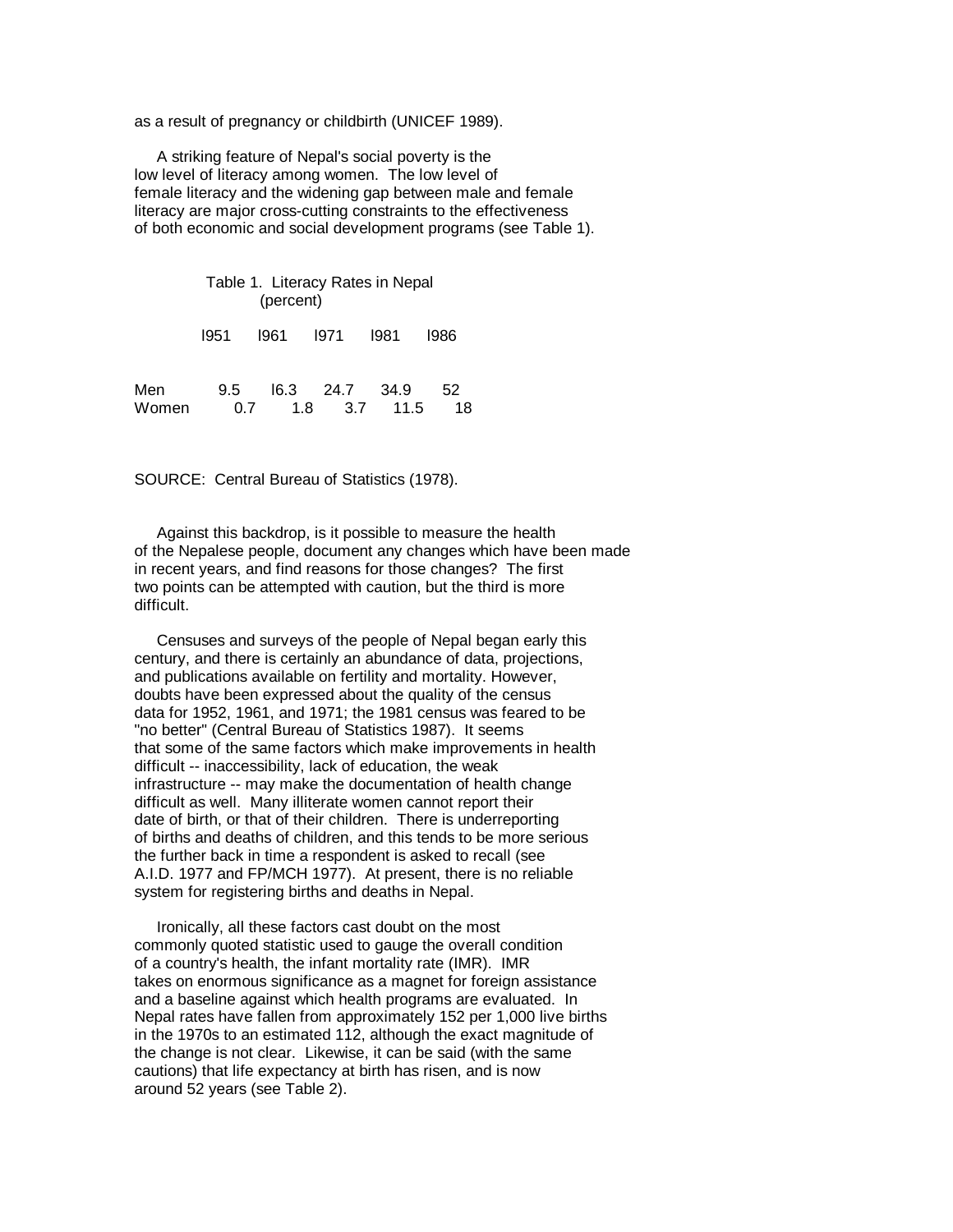as a result of pregnancy or childbirth (UNICEF 1989).

A striking feature of Nepal's social poverty is the low level of literacy among women. The low level of female literacy and the widening gap between male and female literacy are major cross-cutting constraints to the effectiveness of both economic and social development programs (see Table 1).

Table 1. Literacy Rates in Nepal (percent)

| | l951 | l961 | l971 | l981 | l986 |
|---|---|---|---|---|---|
| Men | 9.5 | l6.3 | 24.7 | 34.9 | 52 |
| Women | 0.7 | 1.8 | 3.7 | 11.5 | 18 |

SOURCE: Central Bureau of Statistics (1978).

Against this backdrop, is it possible to measure the health of the Nepalese people, document any changes which have been made in recent years, and find reasons for those changes? The first two points can be attempted with caution, but the third is more difficult.

Censuses and surveys of the people of Nepal began early this century, and there is certainly an abundance of data, projections, and publications available on fertility and mortality. However, doubts have been expressed about the quality of the census data for 1952, 1961, and 1971; the 1981 census was feared to be "no better" (Central Bureau of Statistics 1987). It seems that some of the same factors which make improvements in health difficult -- inaccessibility, lack of education, the weak infrastructure -- may make the documentation of health change difficult as well. Many illiterate women cannot report their date of birth, or that of their children. There is underreporting of births and deaths of children, and this tends to be more serious the further back in time a respondent is asked to recall (see A.I.D. 1977 and FP/MCH 1977). At present, there is no reliable system for registering births and deaths in Nepal.

Ironically, all these factors cast doubt on the most commonly quoted statistic used to gauge the overall condition of a country's health, the infant mortality rate (IMR). IMR takes on enormous significance as a magnet for foreign assistance and a baseline against which health programs are evaluated. In Nepal rates have fallen from approximately 152 per 1,000 live births in the 1970s to an estimated 112, although the exact magnitude of the change is not clear. Likewise, it can be said (with the same cautions) that life expectancy at birth has risen, and is now around 52 years (see Table 2).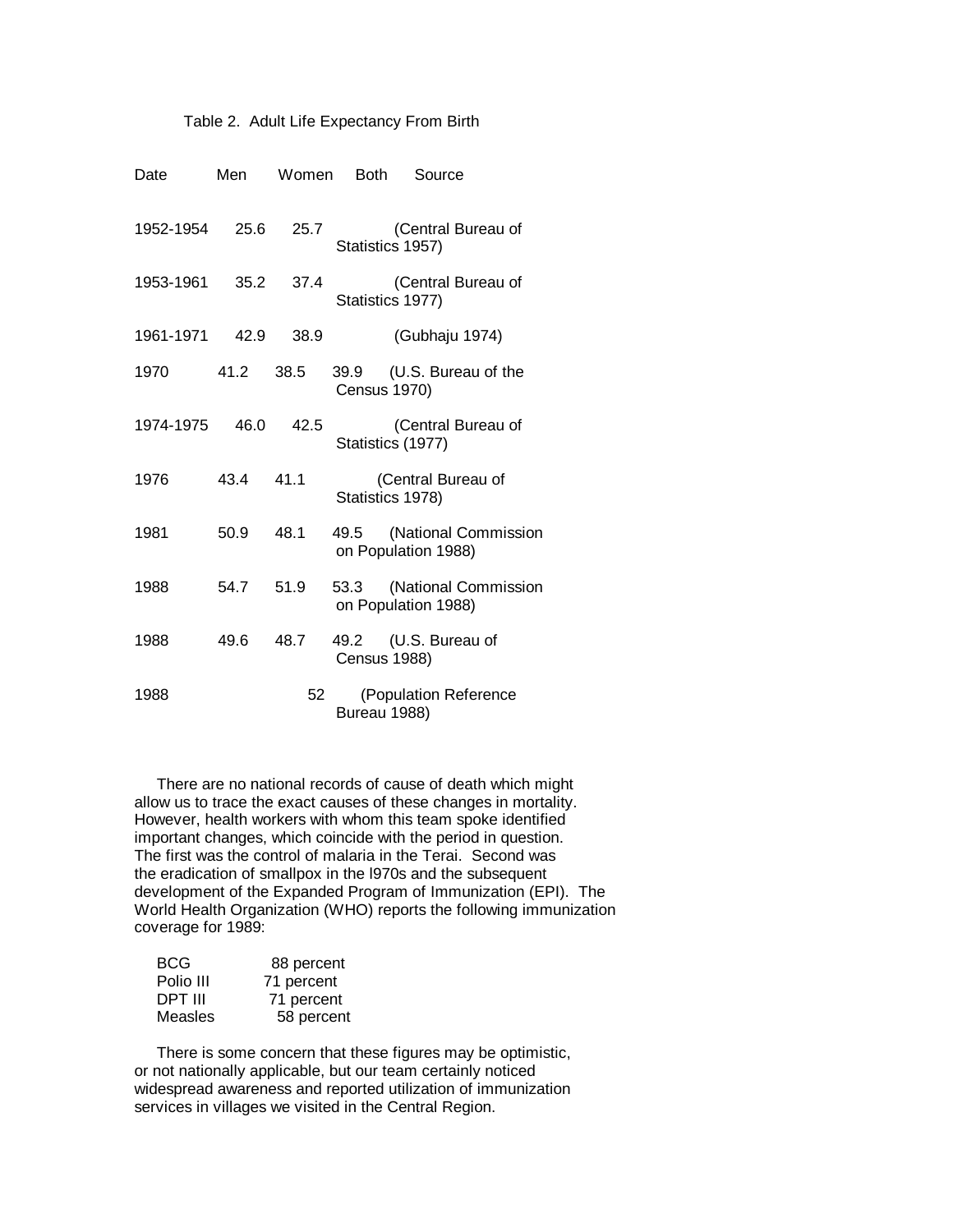Table 2. Adult Life Expectancy From Birth

| Date | Men | Women | Both | Source |
|---|---|---|---|---|
| 1952-1954 | 25.6 | 25.7 | | (Central Bureau of Statistics 1957) |
| 1953-1961 | 35.2 | 37.4 | | (Central Bureau of Statistics 1977) |
| 1961-1971 | 42.9 | 38.9 | | (Gubhaju 1974) |
| 1970 | 41.2 | 38.5 | 39.9 | (U.S. Bureau of the Census 1970) |
| 1974-1975 | 46.0 | 42.5 | | (Central Bureau of Statistics (1977) |
| 1976 | 43.4 | 41.1 | | (Central Bureau of Statistics 1978) |
| 1981 | 50.9 | 48.1 | 49.5 | (National Commission on Population 1988) |
| 1988 | 54.7 | 51.9 | 53.3 | (National Commission on Population 1988) |
| 1988 | 49.6 | 48.7 | 49.2 | (U.S. Bureau of Census 1988) |
| 1988 | | | 52 | (Population Reference Bureau 1988) |

There are no national records of cause of death which might allow us to trace the exact causes of these changes in mortality. However, health workers with whom this team spoke identified important changes, which coincide with the period in question. The first was the control of malaria in the Terai. Second was the eradication of smallpox in the l970s and the subsequent development of the Expanded Program of Immunization (EPI). The World Health Organization (WHO) reports the following immunization coverage for 1989:

| | |
|---|---|
| BCG | 88 percent |
| Polio III | 71 percent |
| DPT III | 71 percent |
| Measles | 58 percent |

There is some concern that these figures may be optimistic, or not nationally applicable, but our team certainly noticed widespread awareness and reported utilization of immunization services in villages we visited in the Central Region.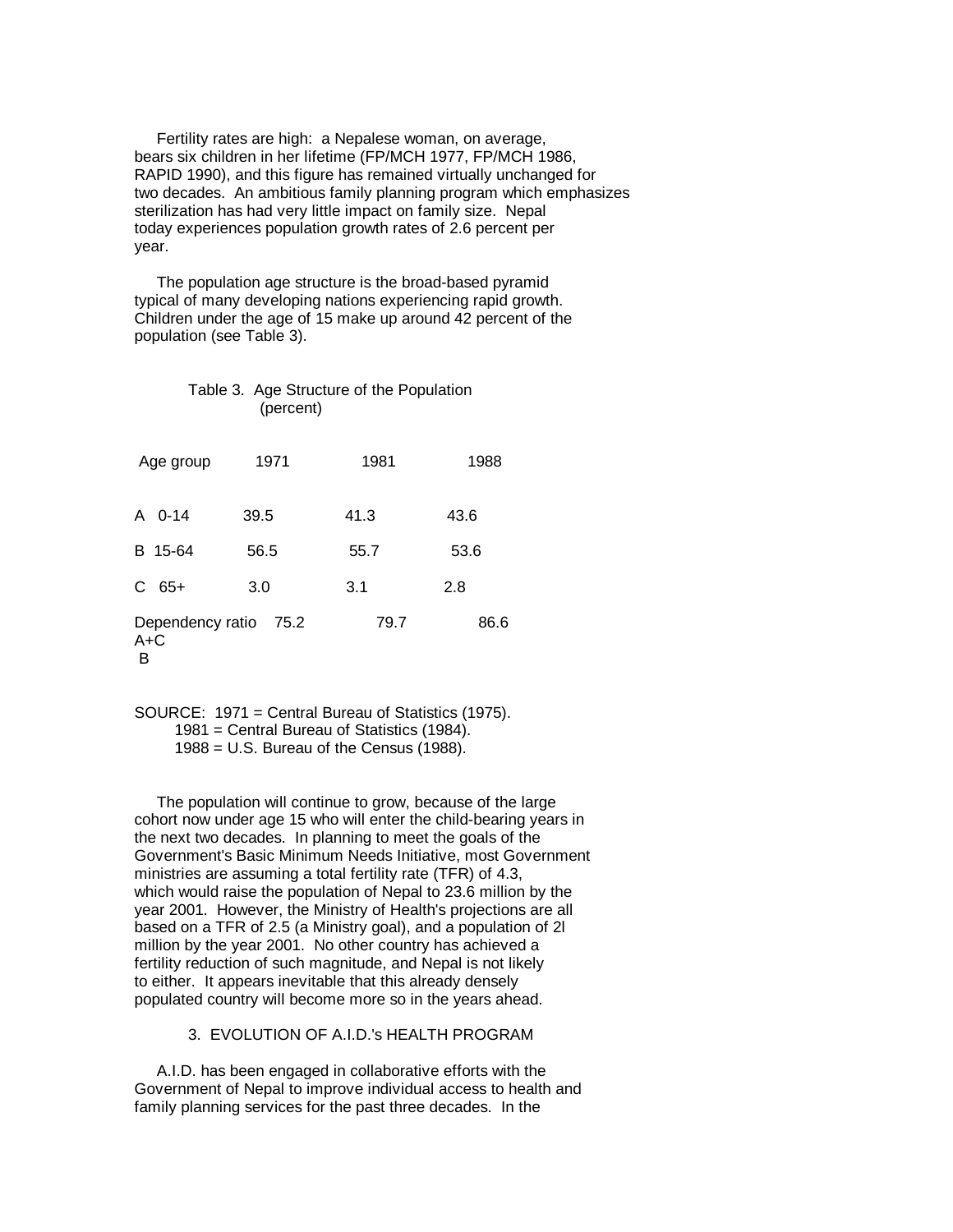Fertility rates are high: a Nepalese woman, on average, bears six children in her lifetime (FP/MCH 1977, FP/MCH 1986, RAPID 1990), and this figure has remained virtually unchanged for two decades. An ambitious family planning program which emphasizes sterilization has had very little impact on family size. Nepal today experiences population growth rates of 2.6 percent per year.

The population age structure is the broad-based pyramid typical of many developing nations experiencing rapid growth. Children under the age of 15 make up around 42 percent of the population (see Table 3).

Table 3. Age Structure of the Population (percent)

| Age group | 1971 | 1981 | 1988 |
|---|---|---|---|
| A 0-14 | 39.5 | 41.3 | 43.6 |
| B 15-64 | 56.5 | 55.7 | 53.6 |
| C 65+ | 3.0 | 3.1 | 2.8 |
| Dependency ratio $\frac{A+C}{B}$ | 75.2 | 79.7 | 86.6 |

SOURCE: 1971 = Central Bureau of Statistics (1975).
1981 = Central Bureau of Statistics (1984).
1988 = U.S. Bureau of the Census (1988).

The population will continue to grow, because of the large cohort now under age 15 who will enter the child-bearing years in the next two decades. In planning to meet the goals of the Government's Basic Minimum Needs Initiative, most Government ministries are assuming a total fertility rate (TFR) of 4.3, which would raise the population of Nepal to 23.6 million by the year 2001. However, the Ministry of Health's projections are all based on a TFR of 2.5 (a Ministry goal), and a population of 2l million by the year 2001. No other country has achieved a fertility reduction of such magnitude, and Nepal is not likely to either. It appears inevitable that this already densely populated country will become more so in the years ahead.

## 3. EVOLUTION OF A.I.D.'s HEALTH PROGRAM

A.I.D. has been engaged in collaborative efforts with the Government of Nepal to improve individual access to health and family planning services for the past three decades. In the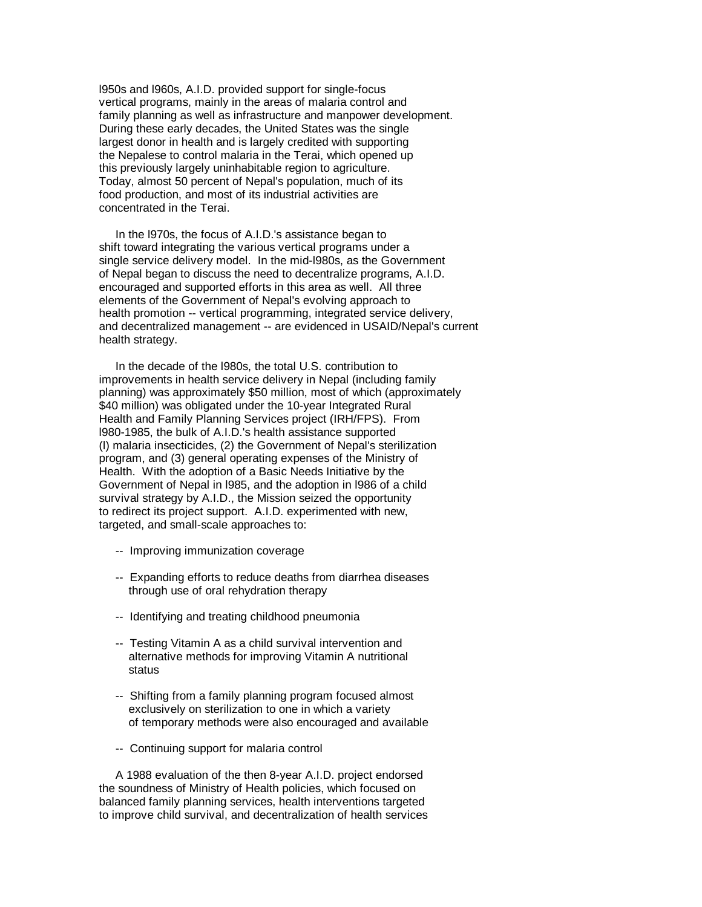l950s and l960s, A.I.D. provided support for single-focus vertical programs, mainly in the areas of malaria control and family planning as well as infrastructure and manpower development. During these early decades, the United States was the single largest donor in health and is largely credited with supporting the Nepalese to control malaria in the Terai, which opened up this previously largely uninhabitable region to agriculture. Today, almost 50 percent of Nepal's population, much of its food production, and most of its industrial activities are concentrated in the Terai.

In the l970s, the focus of A.I.D.'s assistance began to shift toward integrating the various vertical programs under a single service delivery model. In the mid-l980s, as the Government of Nepal began to discuss the need to decentralize programs, A.I.D. encouraged and supported efforts in this area as well. All three elements of the Government of Nepal's evolving approach to health promotion -- vertical programming, integrated service delivery, and decentralized management -- are evidenced in USAID/Nepal's current health strategy.

In the decade of the l980s, the total U.S. contribution to improvements in health service delivery in Nepal (including family planning) was approximately $50 million, most of which (approximately $40 million) was obligated under the 10-year Integrated Rural Health and Family Planning Services project (IRH/FPS). From l980-1985, the bulk of A.I.D.'s health assistance supported (l) malaria insecticides, (2) the Government of Nepal's sterilization program, and (3) general operating expenses of the Ministry of Health. With the adoption of a Basic Needs Initiative by the Government of Nepal in l985, and the adoption in l986 of a child survival strategy by A.I.D., the Mission seized the opportunity to redirect its project support. A.I.D. experimented with new, targeted, and small-scale approaches to:

- Improving immunization coverage
- Expanding efforts to reduce deaths from diarrhea diseases through use of oral rehydration therapy
- Identifying and treating childhood pneumonia
- Testing Vitamin A as a child survival intervention and alternative methods for improving Vitamin A nutritional status
- Shifting from a family planning program focused almost exclusively on sterilization to one in which a variety of temporary methods were also encouraged and available
- Continuing support for malaria control

A 1988 evaluation of the then 8-year A.I.D. project endorsed the soundness of Ministry of Health policies, which focused on balanced family planning services, health interventions targeted to improve child survival, and decentralization of health services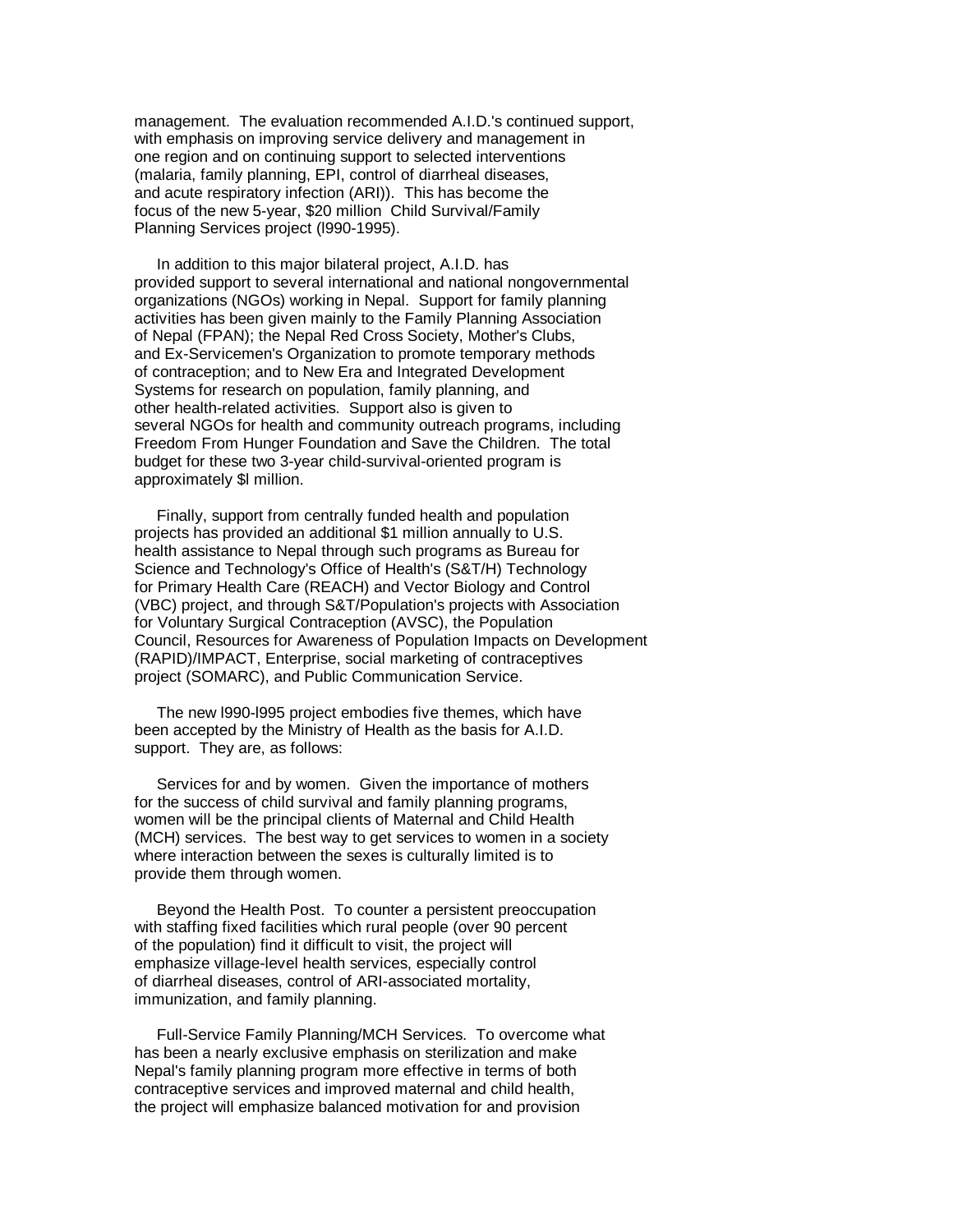management. The evaluation recommended A.I.D.'s continued support, with emphasis on improving service delivery and management in one region and on continuing support to selected interventions (malaria, family planning, EPI, control of diarrheal diseases, and acute respiratory infection (ARI)). This has become the focus of the new 5-year, $20 million Child Survival/Family Planning Services project (l990-1995).

In addition to this major bilateral project, A.I.D. has provided support to several international and national nongovernmental organizations (NGOs) working in Nepal. Support for family planning activities has been given mainly to the Family Planning Association of Nepal (FPAN); the Nepal Red Cross Society, Mother's Clubs, and Ex-Servicemen's Organization to promote temporary methods of contraception; and to New Era and Integrated Development Systems for research on population, family planning, and other health-related activities. Support also is given to several NGOs for health and community outreach programs, including Freedom From Hunger Foundation and Save the Children. The total budget for these two 3-year child-survival-oriented program is approximately $l million.

Finally, support from centrally funded health and population projects has provided an additional $1 million annually to U.S. health assistance to Nepal through such programs as Bureau for Science and Technology's Office of Health's (S&T/H) Technology for Primary Health Care (REACH) and Vector Biology and Control (VBC) project, and through S&T/Population's projects with Association for Voluntary Surgical Contraception (AVSC), the Population Council, Resources for Awareness of Population Impacts on Development (RAPID)/IMPACT, Enterprise, social marketing of contraceptives project (SOMARC), and Public Communication Service.

The new l990-l995 project embodies five themes, which have been accepted by the Ministry of Health as the basis for A.I.D. support. They are, as follows:

Services for and by women. Given the importance of mothers for the success of child survival and family planning programs, women will be the principal clients of Maternal and Child Health (MCH) services. The best way to get services to women in a society where interaction between the sexes is culturally limited is to provide them through women.

Beyond the Health Post. To counter a persistent preoccupation with staffing fixed facilities which rural people (over 90 percent of the population) find it difficult to visit, the project will emphasize village-level health services, especially control of diarrheal diseases, control of ARI-associated mortality, immunization, and family planning.

Full-Service Family Planning/MCH Services. To overcome what has been a nearly exclusive emphasis on sterilization and make Nepal's family planning program more effective in terms of both contraceptive services and improved maternal and child health, the project will emphasize balanced motivation for and provision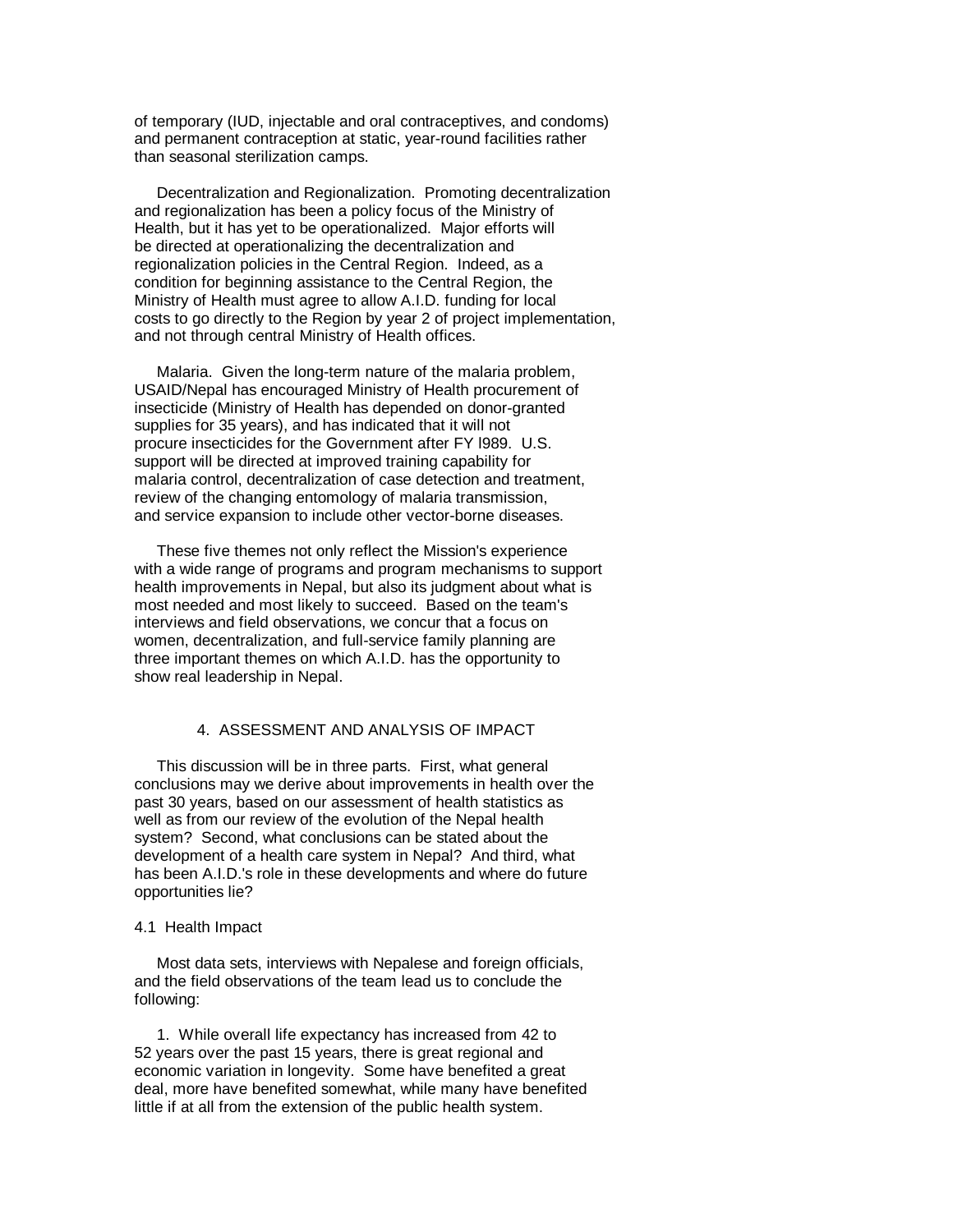of temporary (IUD, injectable and oral contraceptives, and condoms) and permanent contraception at static, year-round facilities rather than seasonal sterilization camps.

Decentralization and Regionalization. Promoting decentralization and regionalization has been a policy focus of the Ministry of Health, but it has yet to be operationalized. Major efforts will be directed at operationalizing the decentralization and regionalization policies in the Central Region. Indeed, as a condition for beginning assistance to the Central Region, the Ministry of Health must agree to allow A.I.D. funding for local costs to go directly to the Region by year 2 of project implementation, and not through central Ministry of Health offices.

Malaria. Given the long-term nature of the malaria problem, USAID/Nepal has encouraged Ministry of Health procurement of insecticide (Ministry of Health has depended on donor-granted supplies for 35 years), and has indicated that it will not procure insecticides for the Government after FY l989. U.S. support will be directed at improved training capability for malaria control, decentralization of case detection and treatment, review of the changing entomology of malaria transmission, and service expansion to include other vector-borne diseases.

These five themes not only reflect the Mission's experience with a wide range of programs and program mechanisms to support health improvements in Nepal, but also its judgment about what is most needed and most likely to succeed. Based on the team's interviews and field observations, we concur that a focus on women, decentralization, and full-service family planning are three important themes on which A.I.D. has the opportunity to show real leadership in Nepal.

## 4. ASSESSMENT AND ANALYSIS OF IMPACT

This discussion will be in three parts. First, what general conclusions may we derive about improvements in health over the past 30 years, based on our assessment of health statistics as well as from our review of the evolution of the Nepal health system? Second, what conclusions can be stated about the development of a health care system in Nepal? And third, what has been A.I.D.'s role in these developments and where do future opportunities lie?

### 4.1 Health Impact

Most data sets, interviews with Nepalese and foreign officials, and the field observations of the team lead us to conclude the following:

1. While overall life expectancy has increased from 42 to 52 years over the past 15 years, there is great regional and economic variation in longevity. Some have benefited a great deal, more have benefited somewhat, while many have benefited little if at all from the extension of the public health system.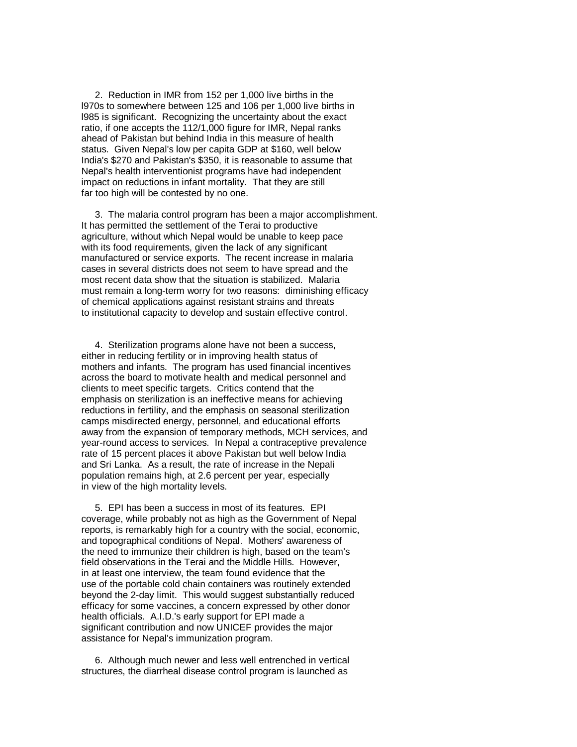2. Reduction in IMR from 152 per 1,000 live births in the l970s to somewhere between 125 and 106 per 1,000 live births in l985 is significant. Recognizing the uncertainty about the exact ratio, if one accepts the 112/1,000 figure for IMR, Nepal ranks ahead of Pakistan but behind India in this measure of health status. Given Nepal's low per capita GDP at $160, well below India's $270 and Pakistan's $350, it is reasonable to assume that Nepal's health interventionist programs have had independent impact on reductions in infant mortality. That they are still far too high will be contested by no one.

3. The malaria control program has been a major accomplishment. It has permitted the settlement of the Terai to productive agriculture, without which Nepal would be unable to keep pace with its food requirements, given the lack of any significant manufactured or service exports. The recent increase in malaria cases in several districts does not seem to have spread and the most recent data show that the situation is stabilized. Malaria must remain a long-term worry for two reasons: diminishing efficacy of chemical applications against resistant strains and threats to institutional capacity to develop and sustain effective control.

4. Sterilization programs alone have not been a success, either in reducing fertility or in improving health status of mothers and infants. The program has used financial incentives across the board to motivate health and medical personnel and clients to meet specific targets. Critics contend that the emphasis on sterilization is an ineffective means for achieving reductions in fertility, and the emphasis on seasonal sterilization camps misdirected energy, personnel, and educational efforts away from the expansion of temporary methods, MCH services, and year-round access to services. In Nepal a contraceptive prevalence rate of 15 percent places it above Pakistan but well below India and Sri Lanka. As a result, the rate of increase in the Nepali population remains high, at 2.6 percent per year, especially in view of the high mortality levels.

5. EPI has been a success in most of its features. EPI coverage, while probably not as high as the Government of Nepal reports, is remarkably high for a country with the social, economic, and topographical conditions of Nepal. Mothers' awareness of the need to immunize their children is high, based on the team's field observations in the Terai and the Middle Hills. However, in at least one interview, the team found evidence that the use of the portable cold chain containers was routinely extended beyond the 2-day limit. This would suggest substantially reduced efficacy for some vaccines, a concern expressed by other donor health officials. A.I.D.'s early support for EPI made a significant contribution and now UNICEF provides the major assistance for Nepal's immunization program.

6. Although much newer and less well entrenched in vertical structures, the diarrheal disease control program is launched as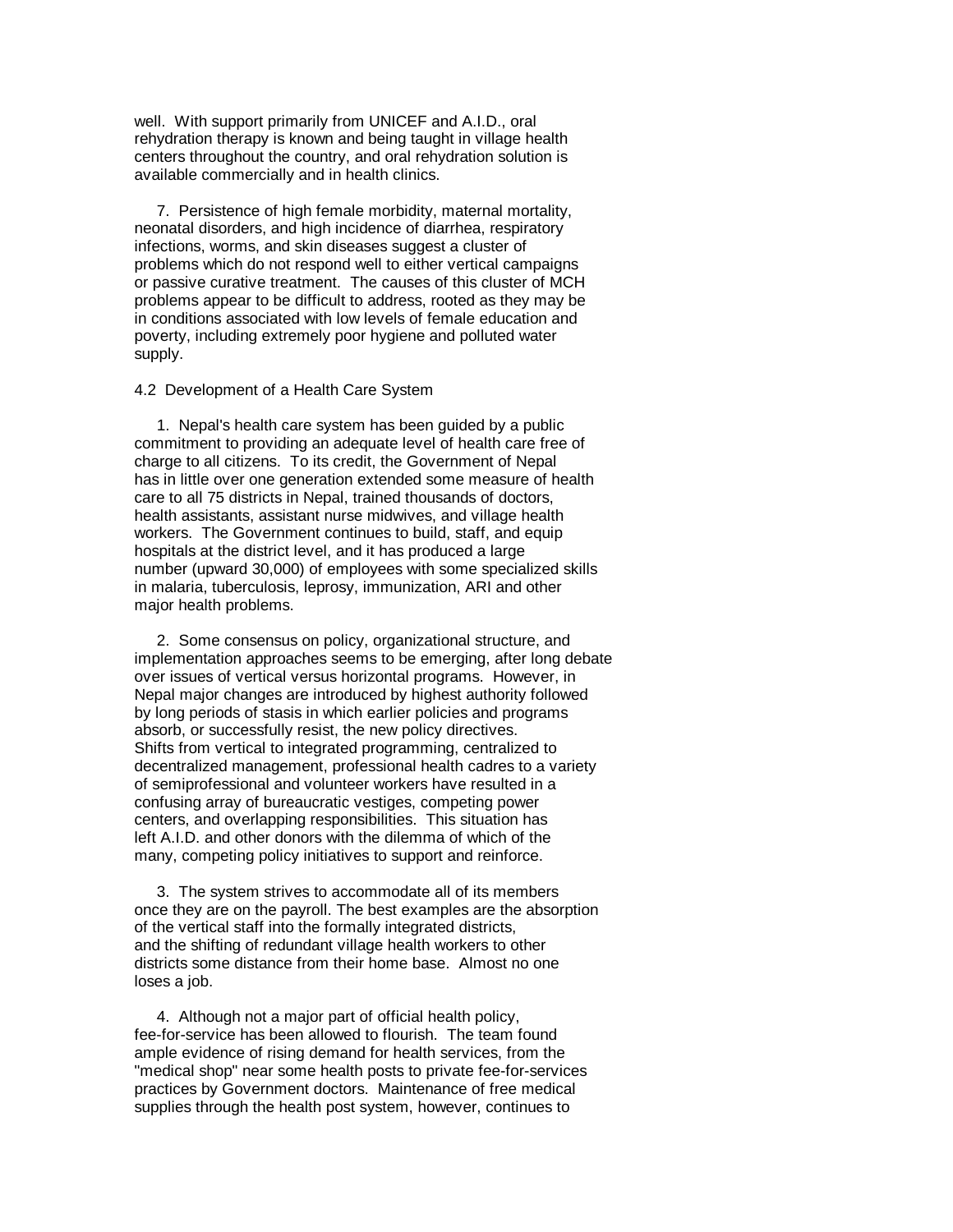well. With support primarily from UNICEF and A.I.D., oral rehydration therapy is known and being taught in village health centers throughout the country, and oral rehydration solution is available commercially and in health clinics.

7. Persistence of high female morbidity, maternal mortality, neonatal disorders, and high incidence of diarrhea, respiratory infections, worms, and skin diseases suggest a cluster of problems which do not respond well to either vertical campaigns or passive curative treatment. The causes of this cluster of MCH problems appear to be difficult to address, rooted as they may be in conditions associated with low levels of female education and poverty, including extremely poor hygiene and polluted water supply.

## 4.2 Development of a Health Care System

1. Nepal's health care system has been guided by a public commitment to providing an adequate level of health care free of charge to all citizens. To its credit, the Government of Nepal has in little over one generation extended some measure of health care to all 75 districts in Nepal, trained thousands of doctors, health assistants, assistant nurse midwives, and village health workers. The Government continues to build, staff, and equip hospitals at the district level, and it has produced a large number (upward 30,000) of employees with some specialized skills in malaria, tuberculosis, leprosy, immunization, ARI and other major health problems.

2. Some consensus on policy, organizational structure, and implementation approaches seems to be emerging, after long debate over issues of vertical versus horizontal programs. However, in Nepal major changes are introduced by highest authority followed by long periods of stasis in which earlier policies and programs absorb, or successfully resist, the new policy directives. Shifts from vertical to integrated programming, centralized to decentralized management, professional health cadres to a variety of semiprofessional and volunteer workers have resulted in a confusing array of bureaucratic vestiges, competing power centers, and overlapping responsibilities. This situation has left A.I.D. and other donors with the dilemma of which of the many, competing policy initiatives to support and reinforce.

3. The system strives to accommodate all of its members once they are on the payroll. The best examples are the absorption of the vertical staff into the formally integrated districts, and the shifting of redundant village health workers to other districts some distance from their home base. Almost no one loses a job.

4. Although not a major part of official health policy, fee-for-service has been allowed to flourish. The team found ample evidence of rising demand for health services, from the "medical shop" near some health posts to private fee-for-services practices by Government doctors. Maintenance of free medical supplies through the health post system, however, continues to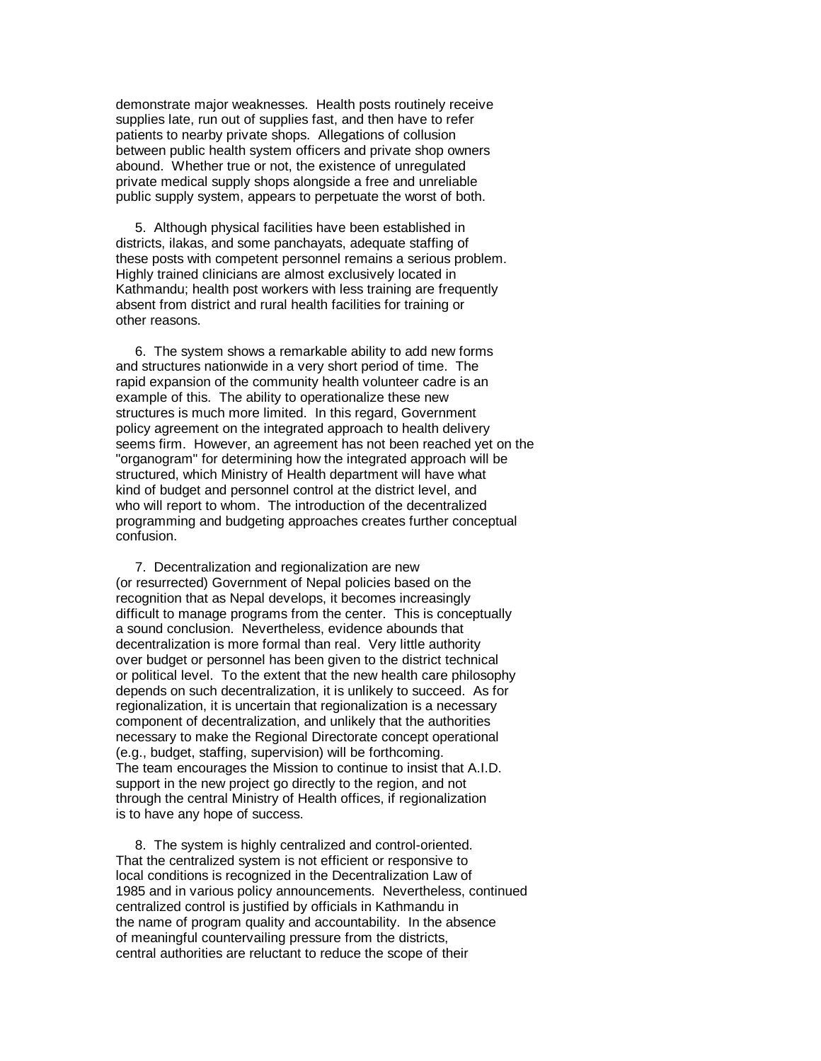demonstrate major weaknesses. Health posts routinely receive supplies late, run out of supplies fast, and then have to refer patients to nearby private shops. Allegations of collusion between public health system officers and private shop owners abound. Whether true or not, the existence of unregulated private medical supply shops alongside a free and unreliable public supply system, appears to perpetuate the worst of both.

5. Although physical facilities have been established in districts, ilakas, and some panchayats, adequate staffing of these posts with competent personnel remains a serious problem. Highly trained clinicians are almost exclusively located in Kathmandu; health post workers with less training are frequently absent from district and rural health facilities for training or other reasons.

6. The system shows a remarkable ability to add new forms and structures nationwide in a very short period of time. The rapid expansion of the community health volunteer cadre is an example of this. The ability to operationalize these new structures is much more limited. In this regard, Government policy agreement on the integrated approach to health delivery seems firm. However, an agreement has not been reached yet on the "organogram" for determining how the integrated approach will be structured, which Ministry of Health department will have what kind of budget and personnel control at the district level, and who will report to whom. The introduction of the decentralized programming and budgeting approaches creates further conceptual confusion.

7. Decentralization and regionalization are new (or resurrected) Government of Nepal policies based on the recognition that as Nepal develops, it becomes increasingly difficult to manage programs from the center. This is conceptually a sound conclusion. Nevertheless, evidence abounds that decentralization is more formal than real. Very little authority over budget or personnel has been given to the district technical or political level. To the extent that the new health care philosophy depends on such decentralization, it is unlikely to succeed. As for regionalization, it is uncertain that regionalization is a necessary component of decentralization, and unlikely that the authorities necessary to make the Regional Directorate concept operational (e.g., budget, staffing, supervision) will be forthcoming. The team encourages the Mission to continue to insist that A.I.D. support in the new project go directly to the region, and not through the central Ministry of Health offices, if regionalization is to have any hope of success.

8. The system is highly centralized and control-oriented. That the centralized system is not efficient or responsive to local conditions is recognized in the Decentralization Law of 1985 and in various policy announcements. Nevertheless, continued centralized control is justified by officials in Kathmandu in the name of program quality and accountability. In the absence of meaningful countervailing pressure from the districts, central authorities are reluctant to reduce the scope of their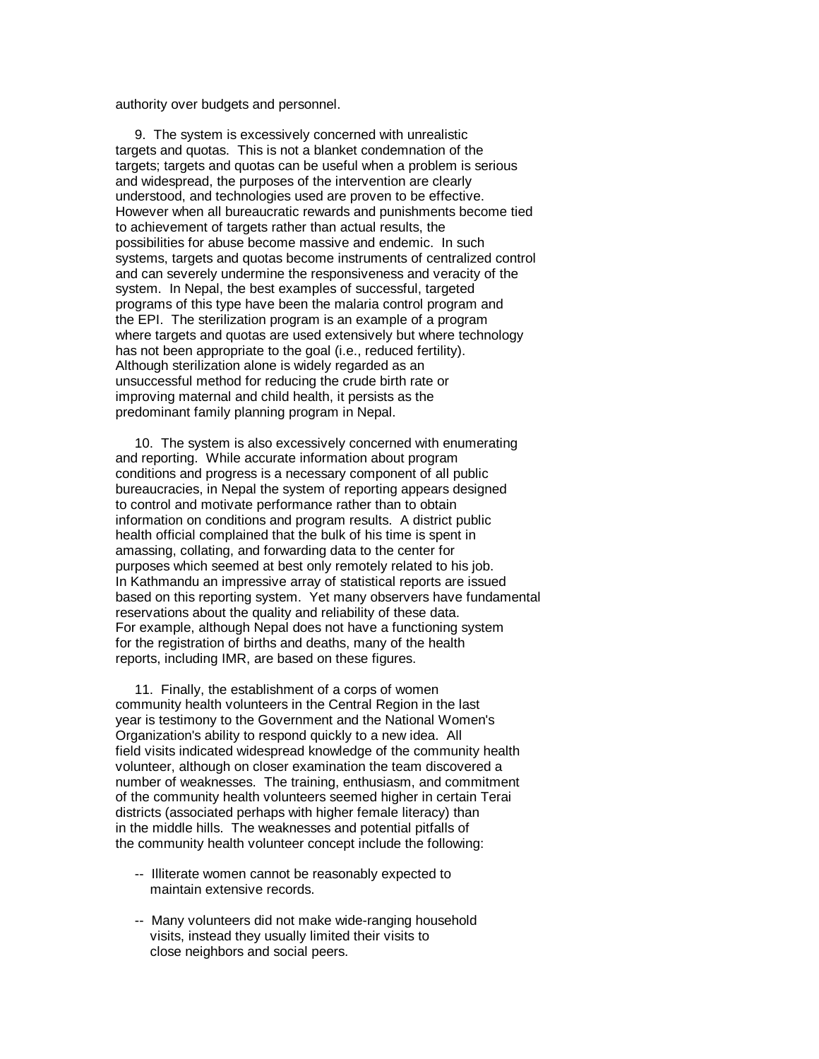authority over budgets and personnel.

9. The system is excessively concerned with unrealistic targets and quotas. This is not a blanket condemnation of the targets; targets and quotas can be useful when a problem is serious and widespread, the purposes of the intervention are clearly understood, and technologies used are proven to be effective. However when all bureaucratic rewards and punishments become tied to achievement of targets rather than actual results, the possibilities for abuse become massive and endemic. In such systems, targets and quotas become instruments of centralized control and can severely undermine the responsiveness and veracity of the system. In Nepal, the best examples of successful, targeted programs of this type have been the malaria control program and the EPI. The sterilization program is an example of a program where targets and quotas are used extensively but where technology has not been appropriate to the goal (i.e., reduced fertility). Although sterilization alone is widely regarded as an unsuccessful method for reducing the crude birth rate or improving maternal and child health, it persists as the predominant family planning program in Nepal.

10. The system is also excessively concerned with enumerating and reporting. While accurate information about program conditions and progress is a necessary component of all public bureaucracies, in Nepal the system of reporting appears designed to control and motivate performance rather than to obtain information on conditions and program results. A district public health official complained that the bulk of his time is spent in amassing, collating, and forwarding data to the center for purposes which seemed at best only remotely related to his job. In Kathmandu an impressive array of statistical reports are issued based on this reporting system. Yet many observers have fundamental reservations about the quality and reliability of these data. For example, although Nepal does not have a functioning system for the registration of births and deaths, many of the health reports, including IMR, are based on these figures.

11. Finally, the establishment of a corps of women community health volunteers in the Central Region in the last year is testimony to the Government and the National Women's Organization's ability to respond quickly to a new idea. All field visits indicated widespread knowledge of the community health volunteer, although on closer examination the team discovered a number of weaknesses. The training, enthusiasm, and commitment of the community health volunteers seemed higher in certain Terai districts (associated perhaps with higher female literacy) than in the middle hills. The weaknesses and potential pitfalls of the community health volunteer concept include the following:

-- Illiterate women cannot be reasonably expected to maintain extensive records.

-- Many volunteers did not make wide-ranging household visits, instead they usually limited their visits to close neighbors and social peers.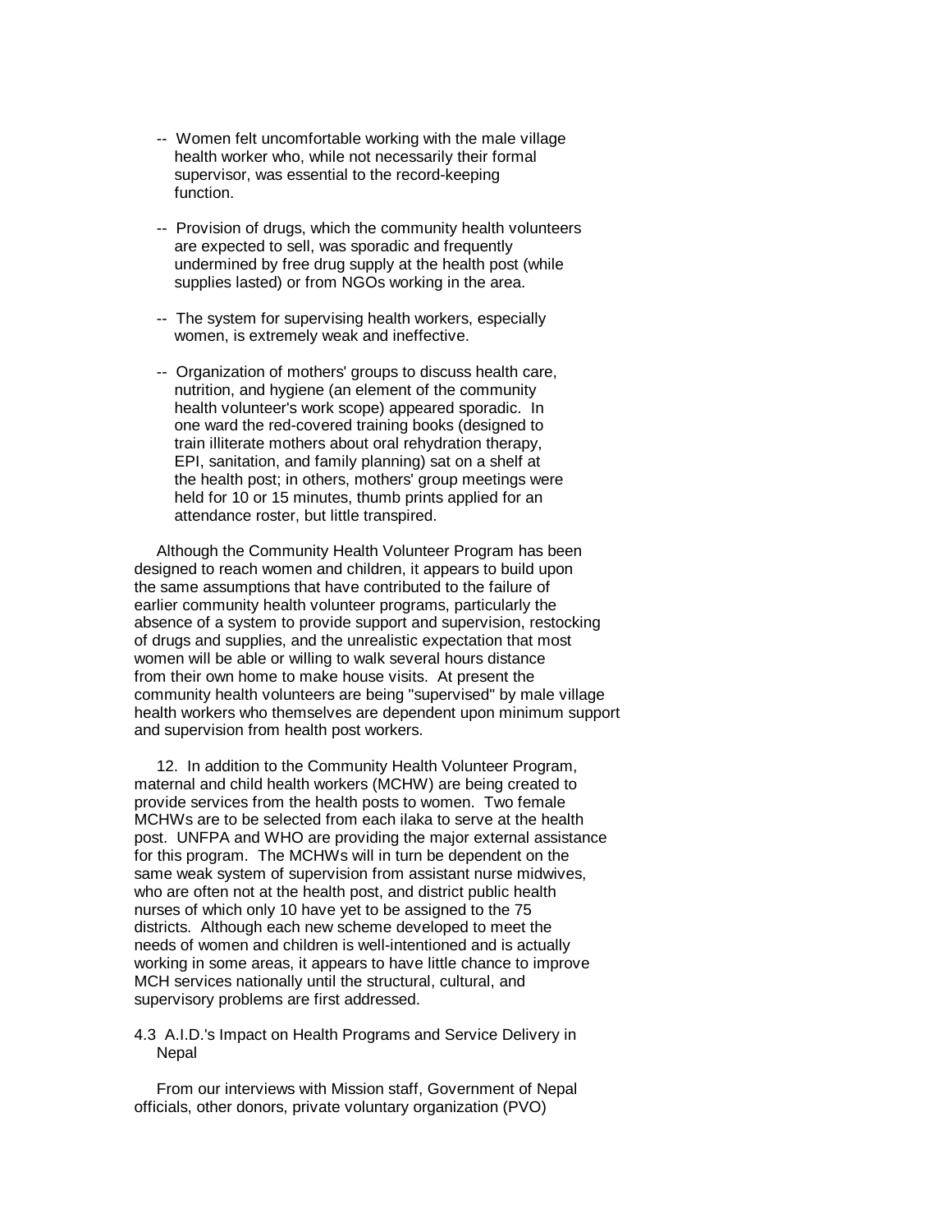-- Women felt uncomfortable working with the male village health worker who, while not necessarily their formal supervisor, was essential to the record-keeping function.

-- Provision of drugs, which the community health volunteers are expected to sell, was sporadic and frequently undermined by free drug supply at the health post (while supplies lasted) or from NGOs working in the area.

-- The system for supervising health workers, especially women, is extremely weak and ineffective.

-- Organization of mothers' groups to discuss health care, nutrition, and hygiene (an element of the community health volunteer's work scope) appeared sporadic. In one ward the red-covered training books (designed to train illiterate mothers about oral rehydration therapy, EPI, sanitation, and family planning) sat on a shelf at the health post; in others, mothers' group meetings were held for 10 or 15 minutes, thumb prints applied for an attendance roster, but little transpired.

Although the Community Health Volunteer Program has been designed to reach women and children, it appears to build upon the same assumptions that have contributed to the failure of earlier community health volunteer programs, particularly the absence of a system to provide support and supervision, restocking of drugs and supplies, and the unrealistic expectation that most women will be able or willing to walk several hours distance from their own home to make house visits. At present the community health volunteers are being "supervised" by male village health workers who themselves are dependent upon minimum support and supervision from health post workers.

12. In addition to the Community Health Volunteer Program, maternal and child health workers (MCHW) are being created to provide services from the health posts to women. Two female MCHWs are to be selected from each ilaka to serve at the health post. UNFPA and WHO are providing the major external assistance for this program. The MCHWs will in turn be dependent on the same weak system of supervision from assistant nurse midwives, who are often not at the health post, and district public health nurses of which only 10 have yet to be assigned to the 75 districts. Although each new scheme developed to meet the needs of women and children is well-intentioned and is actually working in some areas, it appears to have little chance to improve MCH services nationally until the structural, cultural, and supervisory problems are first addressed.

### 4.3 A.I.D.'s Impact on Health Programs and Service Delivery in Nepal

From our interviews with Mission staff, Government of Nepal officials, other donors, private voluntary organization (PVO)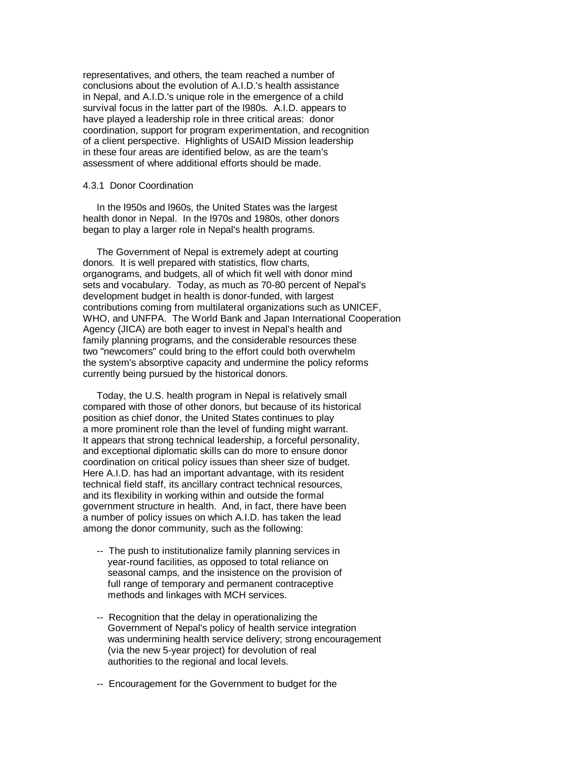representatives, and others, the team reached a number of conclusions about the evolution of A.I.D.'s health assistance in Nepal, and A.I.D.'s unique role in the emergence of a child survival focus in the latter part of the l980s. A.I.D. appears to have played a leadership role in three critical areas: donor coordination, support for program experimentation, and recognition of a client perspective. Highlights of USAID Mission leadership in these four areas are identified below, as are the team's assessment of where additional efforts should be made.

### 4.3.1 Donor Coordination

In the l950s and l960s, the United States was the largest health donor in Nepal. In the l970s and 1980s, other donors began to play a larger role in Nepal's health programs.

The Government of Nepal is extremely adept at courting donors. It is well prepared with statistics, flow charts, organograms, and budgets, all of which fit well with donor mind sets and vocabulary. Today, as much as 70-80 percent of Nepal's development budget in health is donor-funded, with largest contributions coming from multilateral organizations such as UNICEF, WHO, and UNFPA. The World Bank and Japan International Cooperation Agency (JICA) are both eager to invest in Nepal's health and family planning programs, and the considerable resources these two "newcomers" could bring to the effort could both overwhelm the system's absorptive capacity and undermine the policy reforms currently being pursued by the historical donors.

Today, the U.S. health program in Nepal is relatively small compared with those of other donors, but because of its historical position as chief donor, the United States continues to play a more prominent role than the level of funding might warrant. It appears that strong technical leadership, a forceful personality, and exceptional diplomatic skills can do more to ensure donor coordination on critical policy issues than sheer size of budget. Here A.I.D. has had an important advantage, with its resident technical field staff, its ancillary contract technical resources, and its flexibility in working within and outside the formal government structure in health. And, in fact, there have been a number of policy issues on which A.I.D. has taken the lead among the donor community, such as the following:

-- The push to institutionalize family planning services in year-round facilities, as opposed to total reliance on seasonal camps, and the insistence on the provision of full range of temporary and permanent contraceptive methods and linkages with MCH services.

-- Recognition that the delay in operationalizing the Government of Nepal's policy of health service integration was undermining health service delivery; strong encouragement (via the new 5-year project) for devolution of real authorities to the regional and local levels.

-- Encouragement for the Government to budget for the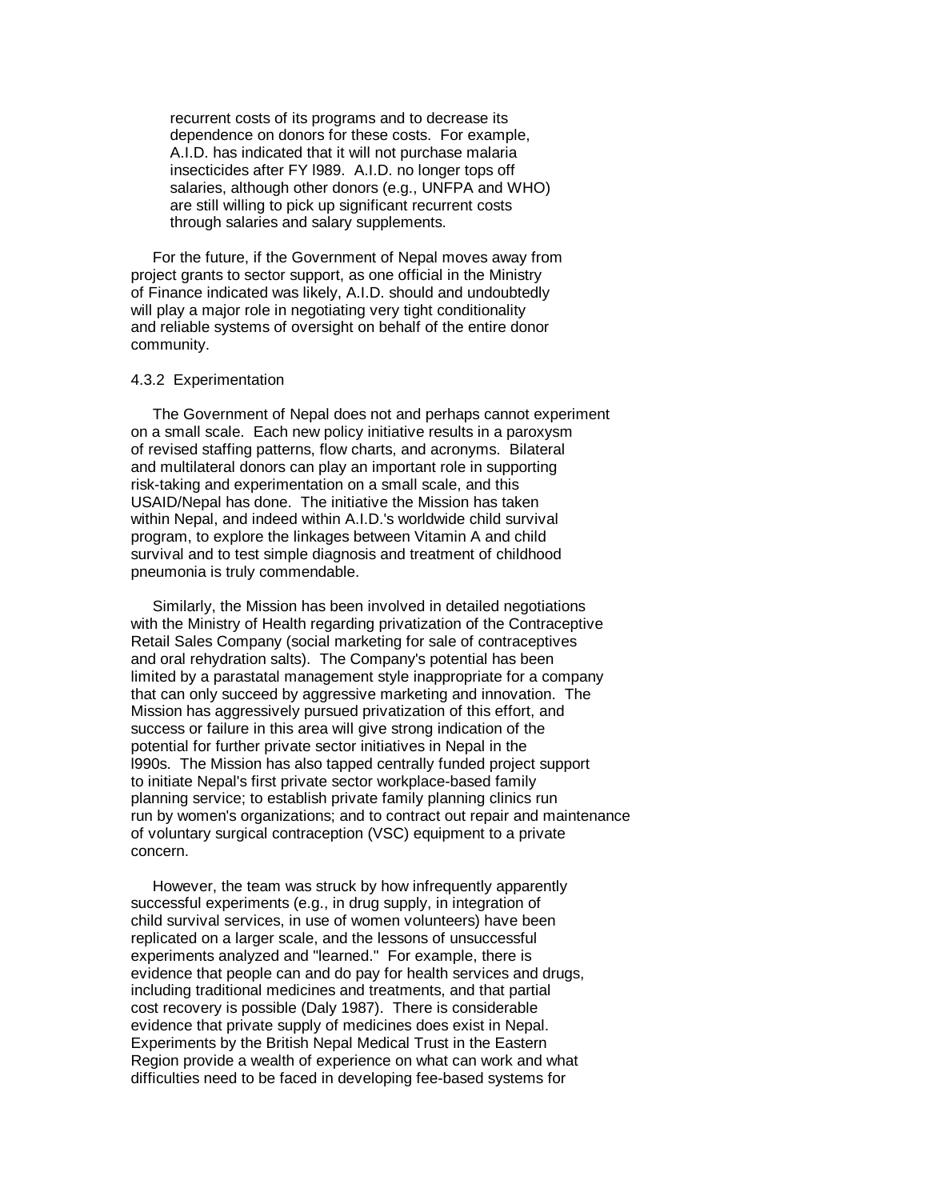recurrent costs of its programs and to decrease its dependence on donors for these costs. For example, A.I.D. has indicated that it will not purchase malaria insecticides after FY l989. A.I.D. no longer tops off salaries, although other donors (e.g., UNFPA and WHO) are still willing to pick up significant recurrent costs through salaries and salary supplements.

For the future, if the Government of Nepal moves away from project grants to sector support, as one official in the Ministry of Finance indicated was likely, A.I.D. should and undoubtedly will play a major role in negotiating very tight conditionality and reliable systems of oversight on behalf of the entire donor community.

### 4.3.2 Experimentation

The Government of Nepal does not and perhaps cannot experiment on a small scale. Each new policy initiative results in a paroxysm of revised staffing patterns, flow charts, and acronyms. Bilateral and multilateral donors can play an important role in supporting risk-taking and experimentation on a small scale, and this USAID/Nepal has done. The initiative the Mission has taken within Nepal, and indeed within A.I.D.'s worldwide child survival program, to explore the linkages between Vitamin A and child survival and to test simple diagnosis and treatment of childhood pneumonia is truly commendable.

Similarly, the Mission has been involved in detailed negotiations with the Ministry of Health regarding privatization of the Contraceptive Retail Sales Company (social marketing for sale of contraceptives and oral rehydration salts). The Company's potential has been limited by a parastatal management style inappropriate for a company that can only succeed by aggressive marketing and innovation. The Mission has aggressively pursued privatization of this effort, and success or failure in this area will give strong indication of the potential for further private sector initiatives in Nepal in the l990s. The Mission has also tapped centrally funded project support to initiate Nepal's first private sector workplace-based family planning service; to establish private family planning clinics run run by women's organizations; and to contract out repair and maintenance of voluntary surgical contraception (VSC) equipment to a private concern.

However, the team was struck by how infrequently apparently successful experiments (e.g., in drug supply, in integration of child survival services, in use of women volunteers) have been replicated on a larger scale, and the lessons of unsuccessful experiments analyzed and "learned." For example, there is evidence that people can and do pay for health services and drugs, including traditional medicines and treatments, and that partial cost recovery is possible (Daly 1987). There is considerable evidence that private supply of medicines does exist in Nepal. Experiments by the British Nepal Medical Trust in the Eastern Region provide a wealth of experience on what can work and what difficulties need to be faced in developing fee-based systems for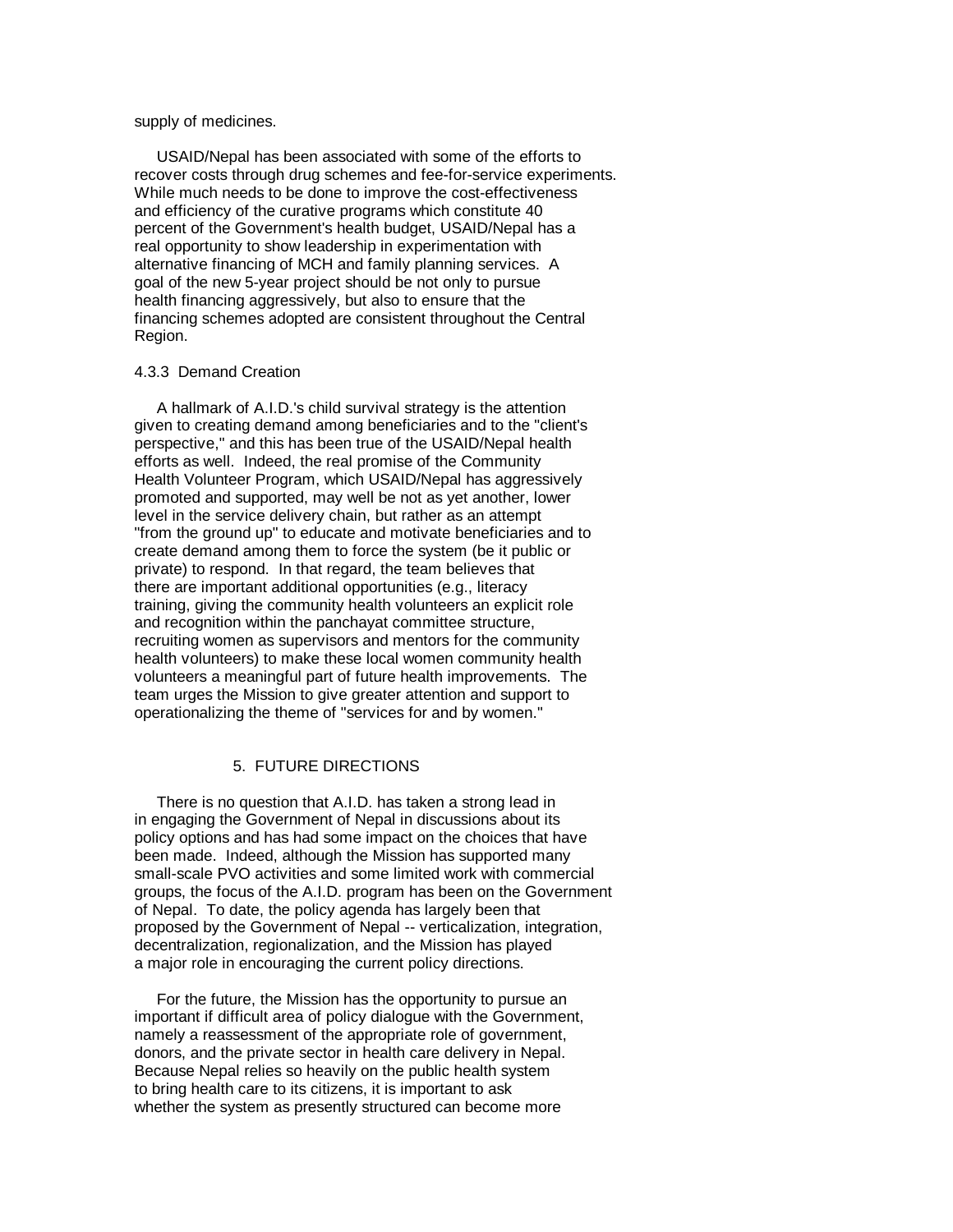supply of medicines.

USAID/Nepal has been associated with some of the efforts to recover costs through drug schemes and fee-for-service experiments. While much needs to be done to improve the cost-effectiveness and efficiency of the curative programs which constitute 40 percent of the Government's health budget, USAID/Nepal has a real opportunity to show leadership in experimentation with alternative financing of MCH and family planning services. A goal of the new 5-year project should be not only to pursue health financing aggressively, but also to ensure that the financing schemes adopted are consistent throughout the Central Region.

### 4.3.3 Demand Creation

A hallmark of A.I.D.'s child survival strategy is the attention given to creating demand among beneficiaries and to the "client's perspective," and this has been true of the USAID/Nepal health efforts as well. Indeed, the real promise of the Community Health Volunteer Program, which USAID/Nepal has aggressively promoted and supported, may well be not as yet another, lower level in the service delivery chain, but rather as an attempt "from the ground up" to educate and motivate beneficiaries and to create demand among them to force the system (be it public or private) to respond. In that regard, the team believes that there are important additional opportunities (e.g., literacy training, giving the community health volunteers an explicit role and recognition within the panchayat committee structure, recruiting women as supervisors and mentors for the community health volunteers) to make these local women community health volunteers a meaningful part of future health improvements. The team urges the Mission to give greater attention and support to operationalizing the theme of "services for and by women."

## 5. FUTURE DIRECTIONS

There is no question that A.I.D. has taken a strong lead in in engaging the Government of Nepal in discussions about its policy options and has had some impact on the choices that have been made. Indeed, although the Mission has supported many small-scale PVO activities and some limited work with commercial groups, the focus of the A.I.D. program has been on the Government of Nepal. To date, the policy agenda has largely been that proposed by the Government of Nepal -- verticalization, integration, decentralization, regionalization, and the Mission has played a major role in encouraging the current policy directions.

For the future, the Mission has the opportunity to pursue an important if difficult area of policy dialogue with the Government, namely a reassessment of the appropriate role of government, donors, and the private sector in health care delivery in Nepal. Because Nepal relies so heavily on the public health system to bring health care to its citizens, it is important to ask whether the system as presently structured can become more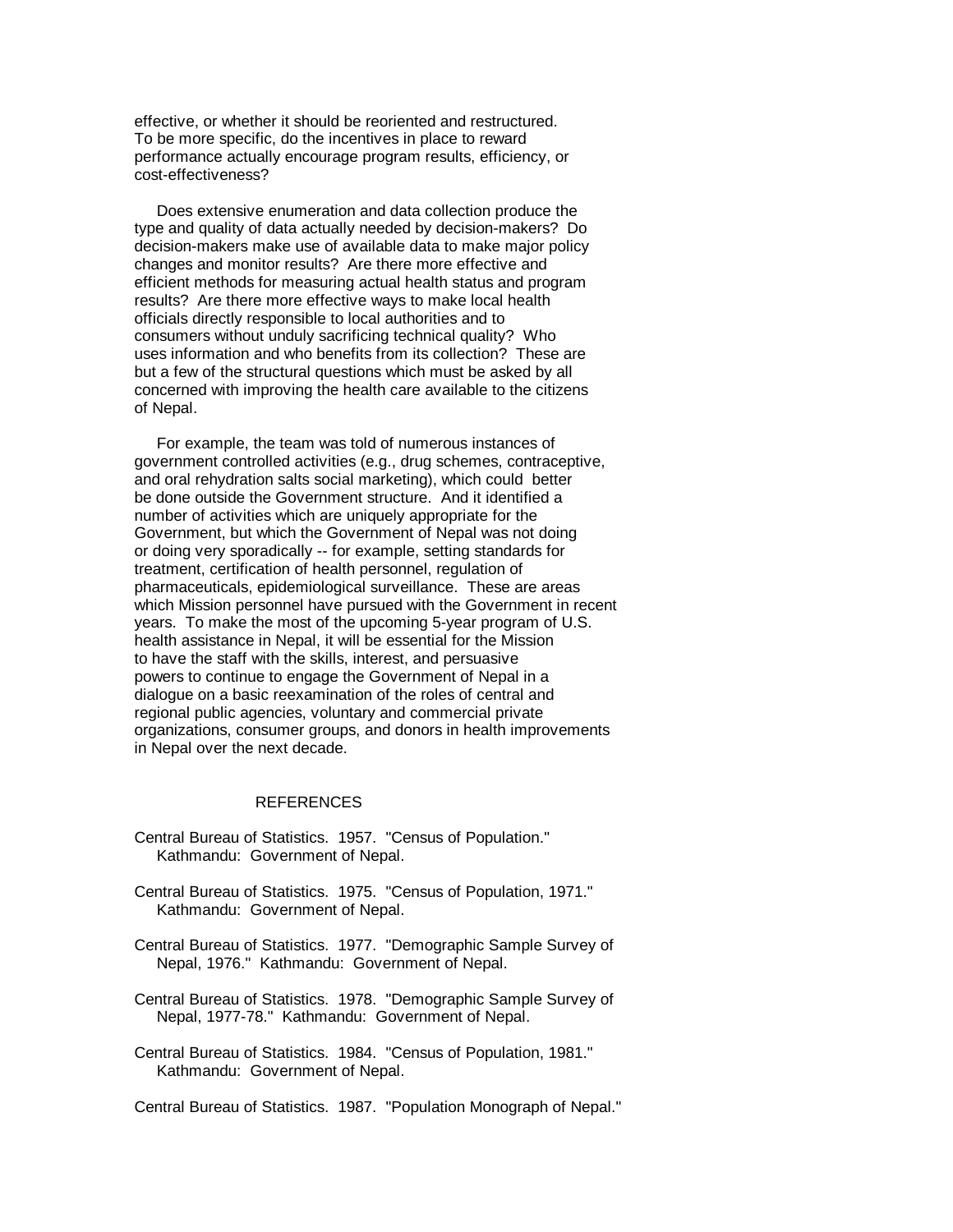effective, or whether it should be reoriented and restructured. To be more specific, do the incentives in place to reward performance actually encourage program results, efficiency, or cost-effectiveness?

Does extensive enumeration and data collection produce the type and quality of data actually needed by decision-makers? Do decision-makers make use of available data to make major policy changes and monitor results? Are there more effective and efficient methods for measuring actual health status and program results? Are there more effective ways to make local health officials directly responsible to local authorities and to consumers without unduly sacrificing technical quality? Who uses information and who benefits from its collection? These are but a few of the structural questions which must be asked by all concerned with improving the health care available to the citizens of Nepal.

For example, the team was told of numerous instances of government controlled activities (e.g., drug schemes, contraceptive, and oral rehydration salts social marketing), which could better be done outside the Government structure. And it identified a number of activities which are uniquely appropriate for the Government, but which the Government of Nepal was not doing or doing very sporadically -- for example, setting standards for treatment, certification of health personnel, regulation of pharmaceuticals, epidemiological surveillance. These are areas which Mission personnel have pursued with the Government in recent years. To make the most of the upcoming 5-year program of U.S. health assistance in Nepal, it will be essential for the Mission to have the staff with the skills, interest, and persuasive powers to continue to engage the Government of Nepal in a dialogue on a basic reexamination of the roles of central and regional public agencies, voluntary and commercial private organizations, consumer groups, and donors in health improvements in Nepal over the next decade.

## REFERENCES

Central Bureau of Statistics. 1957. "Census of Population." Kathmandu: Government of Nepal.

Central Bureau of Statistics. 1975. "Census of Population, 1971." Kathmandu: Government of Nepal.

Central Bureau of Statistics. 1977. "Demographic Sample Survey of Nepal, 1976." Kathmandu: Government of Nepal.

Central Bureau of Statistics. 1978. "Demographic Sample Survey of Nepal, 1977-78." Kathmandu: Government of Nepal.

Central Bureau of Statistics. 1984. "Census of Population, 1981." Kathmandu: Government of Nepal.

Central Bureau of Statistics. 1987. "Population Monograph of Nepal."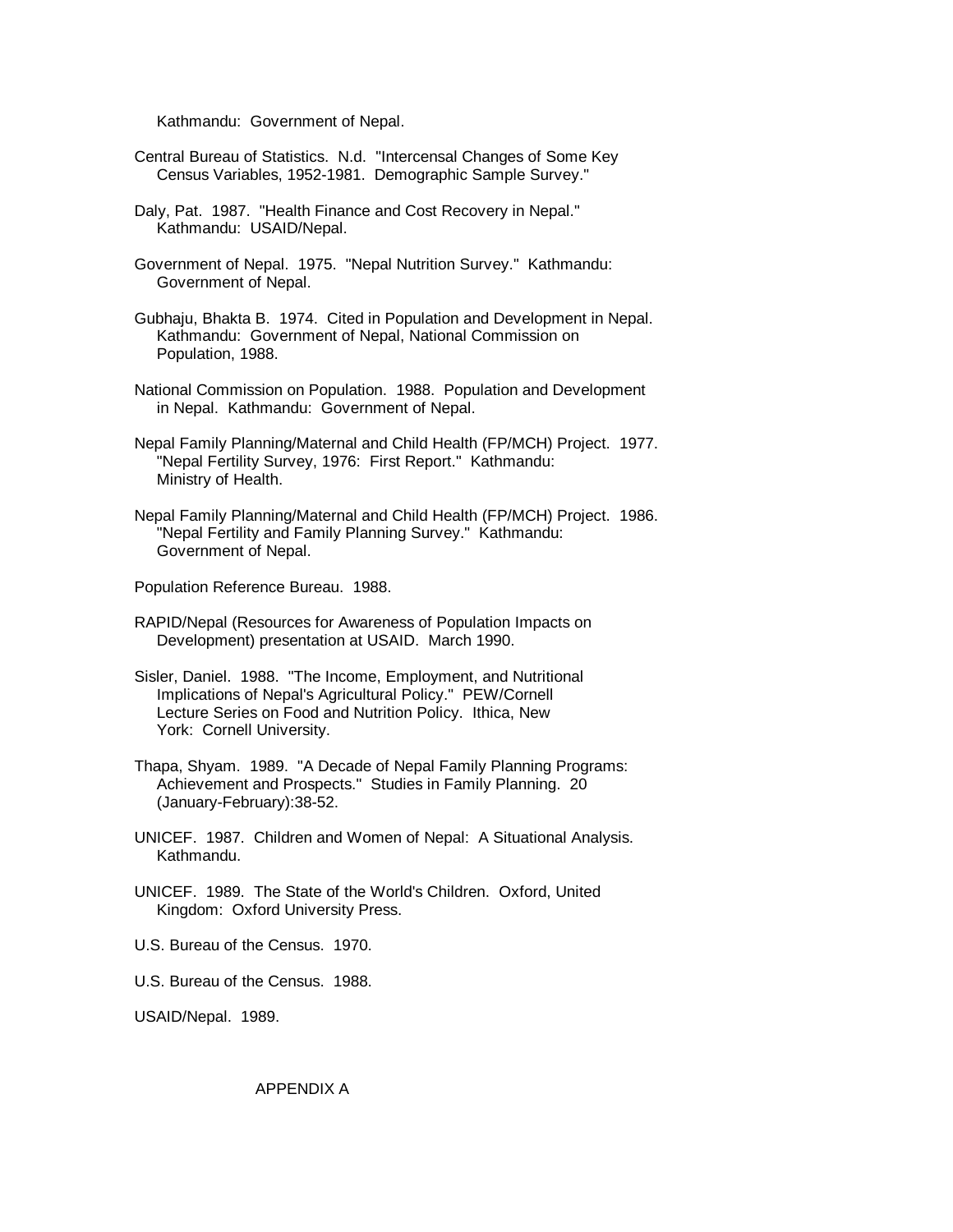Kathmandu: Government of Nepal.

Central Bureau of Statistics. N.d. "Intercensal Changes of Some Key Census Variables, 1952-1981. Demographic Sample Survey."

Daly, Pat. 1987. "Health Finance and Cost Recovery in Nepal." Kathmandu: USAID/Nepal.

Government of Nepal. 1975. "Nepal Nutrition Survey." Kathmandu: Government of Nepal.

Gubhaju, Bhakta B. 1974. Cited in Population and Development in Nepal. Kathmandu: Government of Nepal, National Commission on Population, 1988.

National Commission on Population. 1988. Population and Development in Nepal. Kathmandu: Government of Nepal.

Nepal Family Planning/Maternal and Child Health (FP/MCH) Project. 1977. "Nepal Fertility Survey, 1976: First Report." Kathmandu: Ministry of Health.

Nepal Family Planning/Maternal and Child Health (FP/MCH) Project. 1986. "Nepal Fertility and Family Planning Survey." Kathmandu: Government of Nepal.

Population Reference Bureau. 1988.

RAPID/Nepal (Resources for Awareness of Population Impacts on Development) presentation at USAID. March 1990.

Sisler, Daniel. 1988. "The Income, Employment, and Nutritional Implications of Nepal's Agricultural Policy." PEW/Cornell Lecture Series on Food and Nutrition Policy. Ithica, New York: Cornell University.

Thapa, Shyam. 1989. "A Decade of Nepal Family Planning Programs: Achievement and Prospects." Studies in Family Planning. 20 (January-February):38-52.

UNICEF. 1987. Children and Women of Nepal: A Situational Analysis. Kathmandu.

UNICEF. 1989. The State of the World's Children. Oxford, United Kingdom: Oxford University Press.

U.S. Bureau of the Census. 1970.

U.S. Bureau of the Census. 1988.

USAID/Nepal. 1989.

# APPENDIX A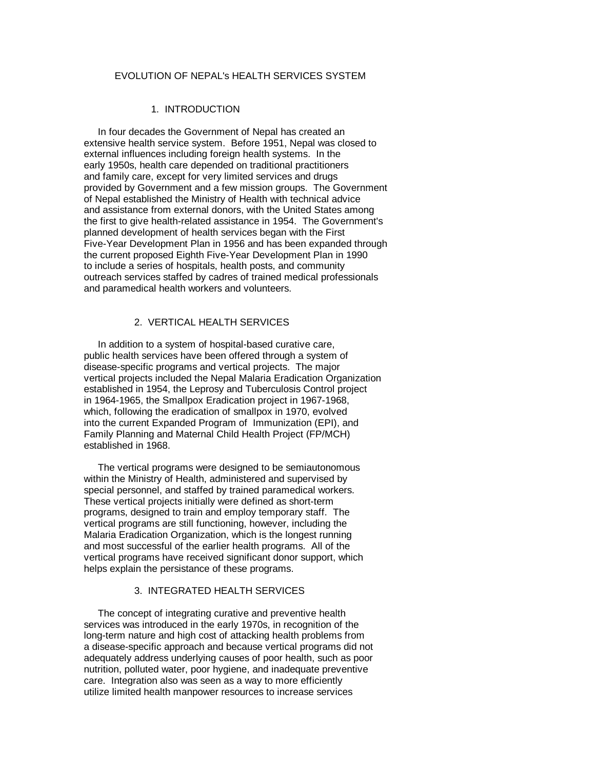# EVOLUTION OF NEPAL's HEALTH SERVICES SYSTEM

## 1. INTRODUCTION

In four decades the Government of Nepal has created an extensive health service system. Before 1951, Nepal was closed to external influences including foreign health systems. In the early 1950s, health care depended on traditional practitioners and family care, except for very limited services and drugs provided by Government and a few mission groups. The Government of Nepal established the Ministry of Health with technical advice and assistance from external donors, with the United States among the first to give health-related assistance in 1954. The Government's planned development of health services began with the First Five-Year Development Plan in 1956 and has been expanded through the current proposed Eighth Five-Year Development Plan in 1990 to include a series of hospitals, health posts, and community outreach services staffed by cadres of trained medical professionals and paramedical health workers and volunteers.

## 2. VERTICAL HEALTH SERVICES

In addition to a system of hospital-based curative care, public health services have been offered through a system of disease-specific programs and vertical projects. The major vertical projects included the Nepal Malaria Eradication Organization established in 1954, the Leprosy and Tuberculosis Control project in 1964-1965, the Smallpox Eradication project in 1967-1968, which, following the eradication of smallpox in 1970, evolved into the current Expanded Program of Immunization (EPI), and Family Planning and Maternal Child Health Project (FP/MCH) established in 1968.

The vertical programs were designed to be semiautonomous within the Ministry of Health, administered and supervised by special personnel, and staffed by trained paramedical workers. These vertical projects initially were defined as short-term programs, designed to train and employ temporary staff. The vertical programs are still functioning, however, including the Malaria Eradication Organization, which is the longest running and most successful of the earlier health programs. All of the vertical programs have received significant donor support, which helps explain the persistance of these programs.

## 3. INTEGRATED HEALTH SERVICES

The concept of integrating curative and preventive health services was introduced in the early 1970s, in recognition of the long-term nature and high cost of attacking health problems from a disease-specific approach and because vertical programs did not adequately address underlying causes of poor health, such as poor nutrition, polluted water, poor hygiene, and inadequate preventive care. Integration also was seen as a way to more efficiently utilize limited health manpower resources to increase services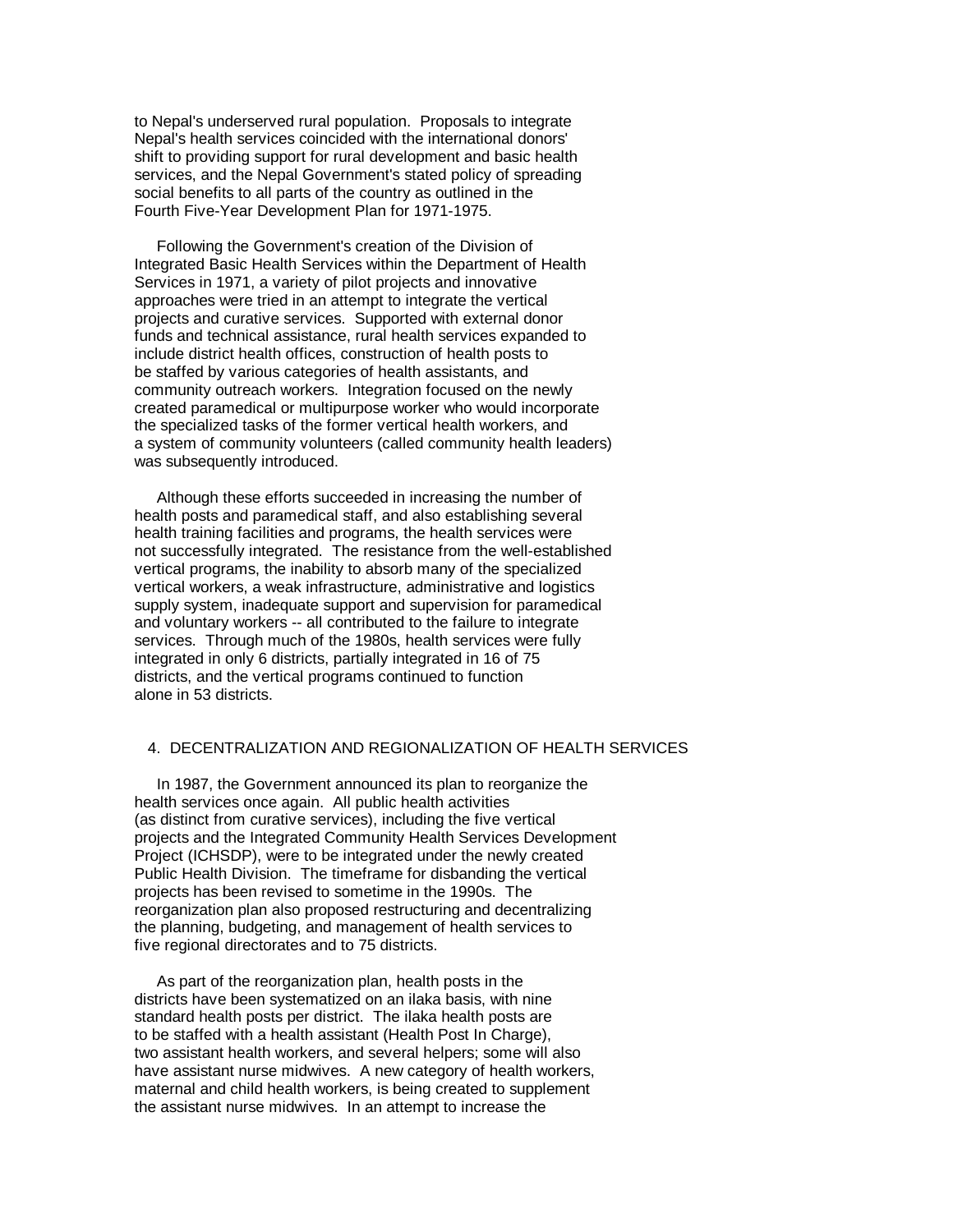to Nepal's underserved rural population. Proposals to integrate Nepal's health services coincided with the international donors' shift to providing support for rural development and basic health services, and the Nepal Government's stated policy of spreading social benefits to all parts of the country as outlined in the Fourth Five-Year Development Plan for 1971-1975.

Following the Government's creation of the Division of Integrated Basic Health Services within the Department of Health Services in 1971, a variety of pilot projects and innovative approaches were tried in an attempt to integrate the vertical projects and curative services. Supported with external donor funds and technical assistance, rural health services expanded to include district health offices, construction of health posts to be staffed by various categories of health assistants, and community outreach workers. Integration focused on the newly created paramedical or multipurpose worker who would incorporate the specialized tasks of the former vertical health workers, and a system of community volunteers (called community health leaders) was subsequently introduced.

Although these efforts succeeded in increasing the number of health posts and paramedical staff, and also establishing several health training facilities and programs, the health services were not successfully integrated. The resistance from the well-established vertical programs, the inability to absorb many of the specialized vertical workers, a weak infrastructure, administrative and logistics supply system, inadequate support and supervision for paramedical and voluntary workers -- all contributed to the failure to integrate services. Through much of the 1980s, health services were fully integrated in only 6 districts, partially integrated in 16 of 75 districts, and the vertical programs continued to function alone in 53 districts.

## 4. DECENTRALIZATION AND REGIONALIZATION OF HEALTH SERVICES

In 1987, the Government announced its plan to reorganize the health services once again. All public health activities (as distinct from curative services), including the five vertical projects and the Integrated Community Health Services Development Project (ICHSDP), were to be integrated under the newly created Public Health Division. The timeframe for disbanding the vertical projects has been revised to sometime in the 1990s. The reorganization plan also proposed restructuring and decentralizing the planning, budgeting, and management of health services to five regional directorates and to 75 districts.

As part of the reorganization plan, health posts in the districts have been systematized on an ilaka basis, with nine standard health posts per district. The ilaka health posts are to be staffed with a health assistant (Health Post In Charge), two assistant health workers, and several helpers; some will also have assistant nurse midwives. A new category of health workers, maternal and child health workers, is being created to supplement the assistant nurse midwives. In an attempt to increase the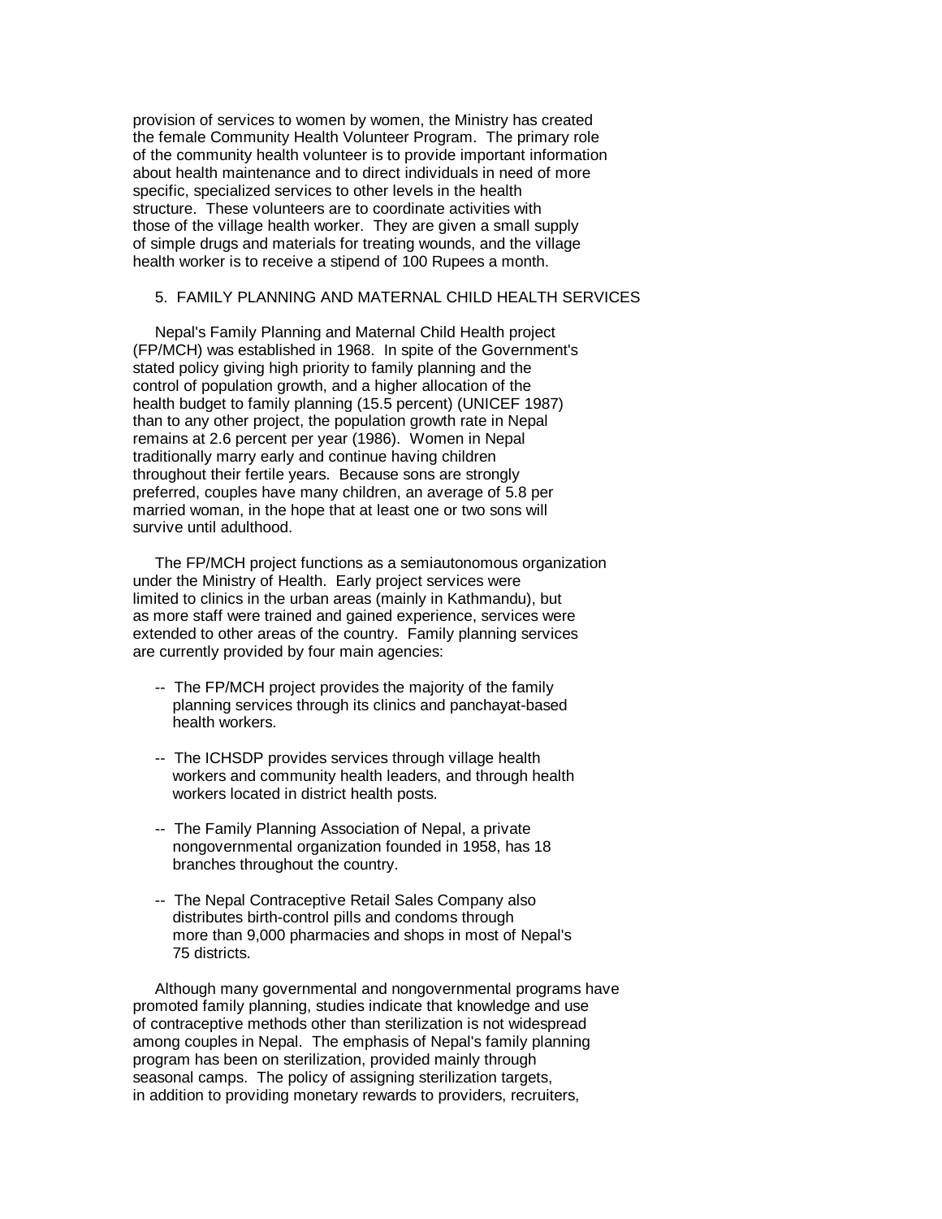provision of services to women by women, the Ministry has created the female Community Health Volunteer Program. The primary role of the community health volunteer is to provide important information about health maintenance and to direct individuals in need of more specific, specialized services to other levels in the health structure. These volunteers are to coordinate activities with those of the village health worker. They are given a small supply of simple drugs and materials for treating wounds, and the village health worker is to receive a stipend of 100 Rupees a month.

## 5. FAMILY PLANNING AND MATERNAL CHILD HEALTH SERVICES

Nepal's Family Planning and Maternal Child Health project (FP/MCH) was established in 1968. In spite of the Government's stated policy giving high priority to family planning and the control of population growth, and a higher allocation of the health budget to family planning (15.5 percent) (UNICEF 1987) than to any other project, the population growth rate in Nepal remains at 2.6 percent per year (1986). Women in Nepal traditionally marry early and continue having children throughout their fertile years. Because sons are strongly preferred, couples have many children, an average of 5.8 per married woman, in the hope that at least one or two sons will survive until adulthood.

The FP/MCH project functions as a semiautonomous organization under the Ministry of Health. Early project services were limited to clinics in the urban areas (mainly in Kathmandu), but as more staff were trained and gained experience, services were extended to other areas of the country. Family planning services are currently provided by four main agencies:

- The FP/MCH project provides the majority of the family planning services through its clinics and panchayat-based health workers.
- The ICHSDP provides services through village health workers and community health leaders, and through health workers located in district health posts.
- The Family Planning Association of Nepal, a private nongovernmental organization founded in 1958, has 18 branches throughout the country.
- The Nepal Contraceptive Retail Sales Company also distributes birth-control pills and condoms through more than 9,000 pharmacies and shops in most of Nepal's 75 districts.

Although many governmental and nongovernmental programs have promoted family planning, studies indicate that knowledge and use of contraceptive methods other than sterilization is not widespread among couples in Nepal. The emphasis of Nepal's family planning program has been on sterilization, provided mainly through seasonal camps. The policy of assigning sterilization targets, in addition to providing monetary rewards to providers, recruiters,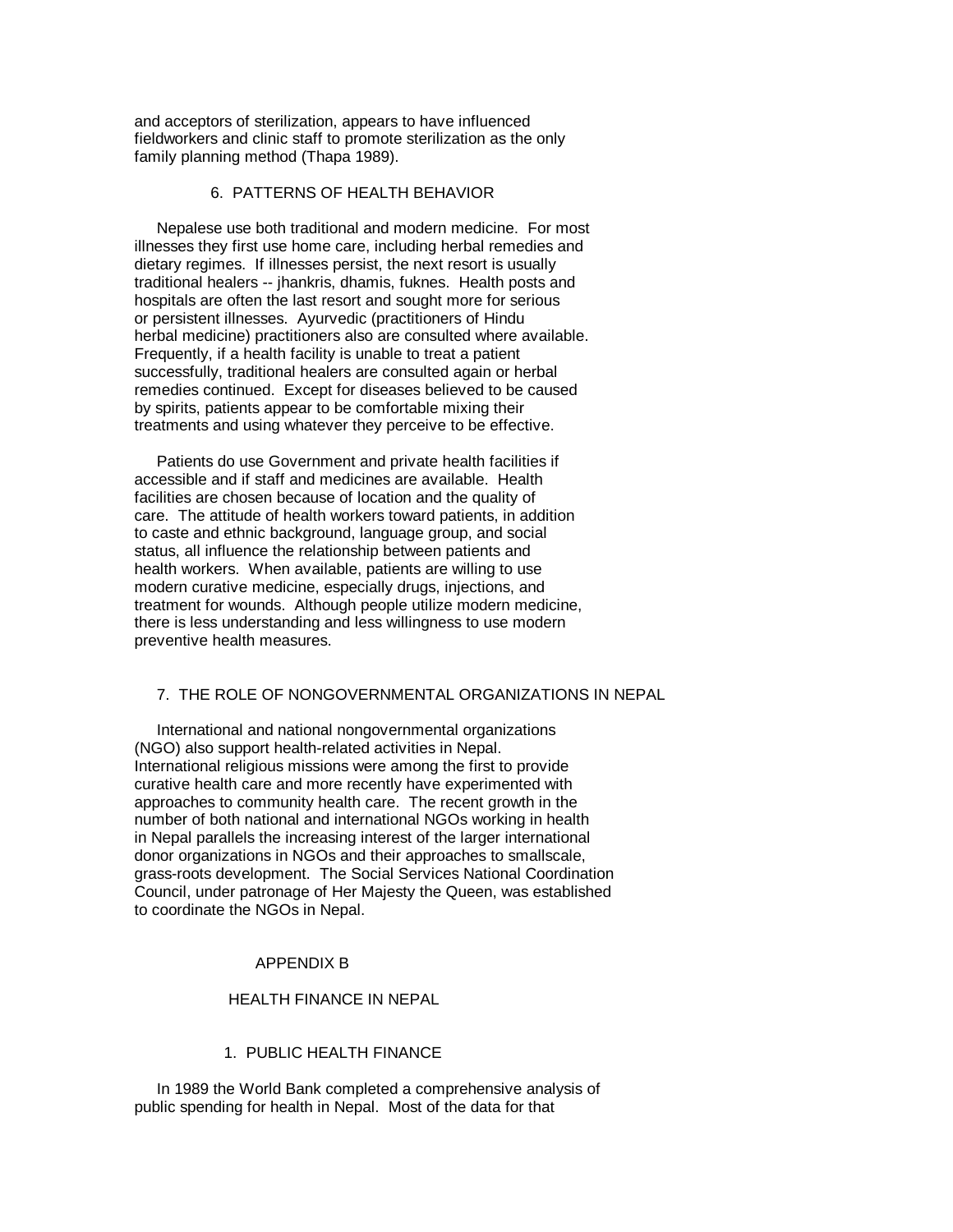and acceptors of sterilization, appears to have influenced fieldworkers and clinic staff to promote sterilization as the only family planning method (Thapa 1989).

### 6. PATTERNS OF HEALTH BEHAVIOR

Nepalese use both traditional and modern medicine. For most illnesses they first use home care, including herbal remedies and dietary regimes. If illnesses persist, the next resort is usually traditional healers -- jhankris, dhamis, fuknes. Health posts and hospitals are often the last resort and sought more for serious or persistent illnesses. Ayurvedic (practitioners of Hindu herbal medicine) practitioners also are consulted where available. Frequently, if a health facility is unable to treat a patient successfully, traditional healers are consulted again or herbal remedies continued. Except for diseases believed to be caused by spirits, patients appear to be comfortable mixing their treatments and using whatever they perceive to be effective.

Patients do use Government and private health facilities if accessible and if staff and medicines are available. Health facilities are chosen because of location and the quality of care. The attitude of health workers toward patients, in addition to caste and ethnic background, language group, and social status, all influence the relationship between patients and health workers. When available, patients are willing to use modern curative medicine, especially drugs, injections, and treatment for wounds. Although people utilize modern medicine, there is less understanding and less willingness to use modern preventive health measures.

### 7. THE ROLE OF NONGOVERNMENTAL ORGANIZATIONS IN NEPAL

International and national nongovernmental organizations (NGO) also support health-related activities in Nepal. International religious missions were among the first to provide curative health care and more recently have experimented with approaches to community health care. The recent growth in the number of both national and international NGOs working in health in Nepal parallels the increasing interest of the larger international donor organizations in NGOs and their approaches to smallscale, grass-roots development. The Social Services National Coordination Council, under patronage of Her Majesty the Queen, was established to coordinate the NGOs in Nepal.

# APPENDIX B

## HEALTH FINANCE IN NEPAL

### 1. PUBLIC HEALTH FINANCE

In 1989 the World Bank completed a comprehensive analysis of public spending for health in Nepal. Most of the data for that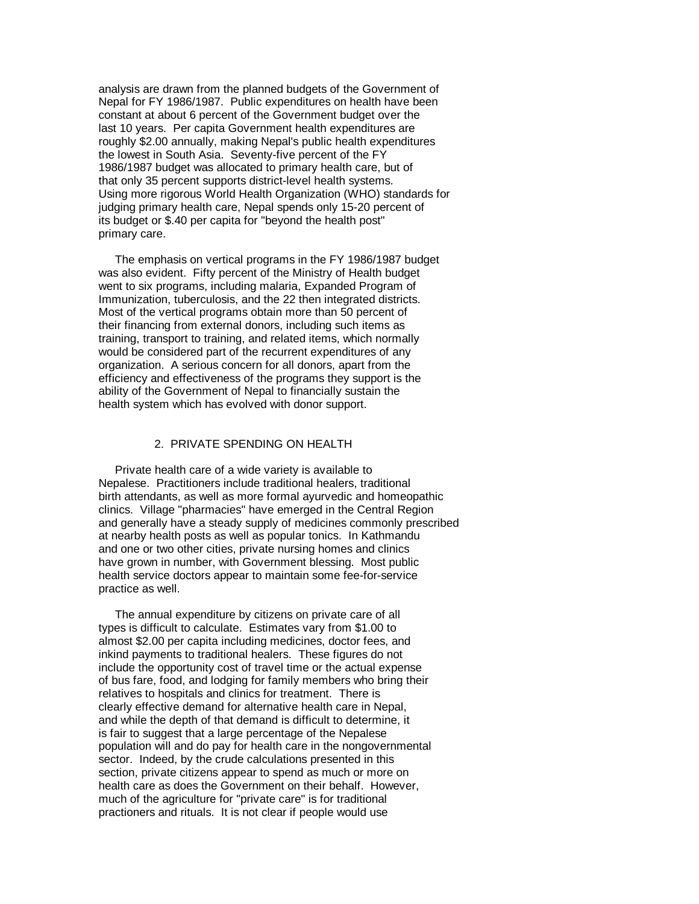analysis are drawn from the planned budgets of the Government of Nepal for FY 1986/1987. Public expenditures on health have been constant at about 6 percent of the Government budget over the last 10 years. Per capita Government health expenditures are roughly $2.00 annually, making Nepal's public health expenditures the lowest in South Asia. Seventy-five percent of the FY 1986/1987 budget was allocated to primary health care, but of that only 35 percent supports district-level health systems. Using more rigorous World Health Organization (WHO) standards for judging primary health care, Nepal spends only 15-20 percent of its budget or $.40 per capita for "beyond the health post" primary care.

The emphasis on vertical programs in the FY 1986/1987 budget was also evident. Fifty percent of the Ministry of Health budget went to six programs, including malaria, Expanded Program of Immunization, tuberculosis, and the 22 then integrated districts. Most of the vertical programs obtain more than 50 percent of their financing from external donors, including such items as training, transport to training, and related items, which normally would be considered part of the recurrent expenditures of any organization. A serious concern for all donors, apart from the efficiency and effectiveness of the programs they support is the ability of the Government of Nepal to financially sustain the health system which has evolved with donor support.

## 2. PRIVATE SPENDING ON HEALTH

Private health care of a wide variety is available to Nepalese. Practitioners include traditional healers, traditional birth attendants, as well as more formal ayurvedic and homeopathic clinics. Village "pharmacies" have emerged in the Central Region and generally have a steady supply of medicines commonly prescribed at nearby health posts as well as popular tonics. In Kathmandu and one or two other cities, private nursing homes and clinics have grown in number, with Government blessing. Most public health service doctors appear to maintain some fee-for-service practice as well.

The annual expenditure by citizens on private care of all types is difficult to calculate. Estimates vary from $1.00 to almost $2.00 per capita including medicines, doctor fees, and inkind payments to traditional healers. These figures do not include the opportunity cost of travel time or the actual expense of bus fare, food, and lodging for family members who bring their relatives to hospitals and clinics for treatment. There is clearly effective demand for alternative health care in Nepal, and while the depth of that demand is difficult to determine, it is fair to suggest that a large percentage of the Nepalese population will and do pay for health care in the nongovernmental sector. Indeed, by the crude calculations presented in this section, private citizens appear to spend as much or more on health care as does the Government on their behalf. However, much of the agriculture for "private care" is for traditional practioners and rituals. It is not clear if people would use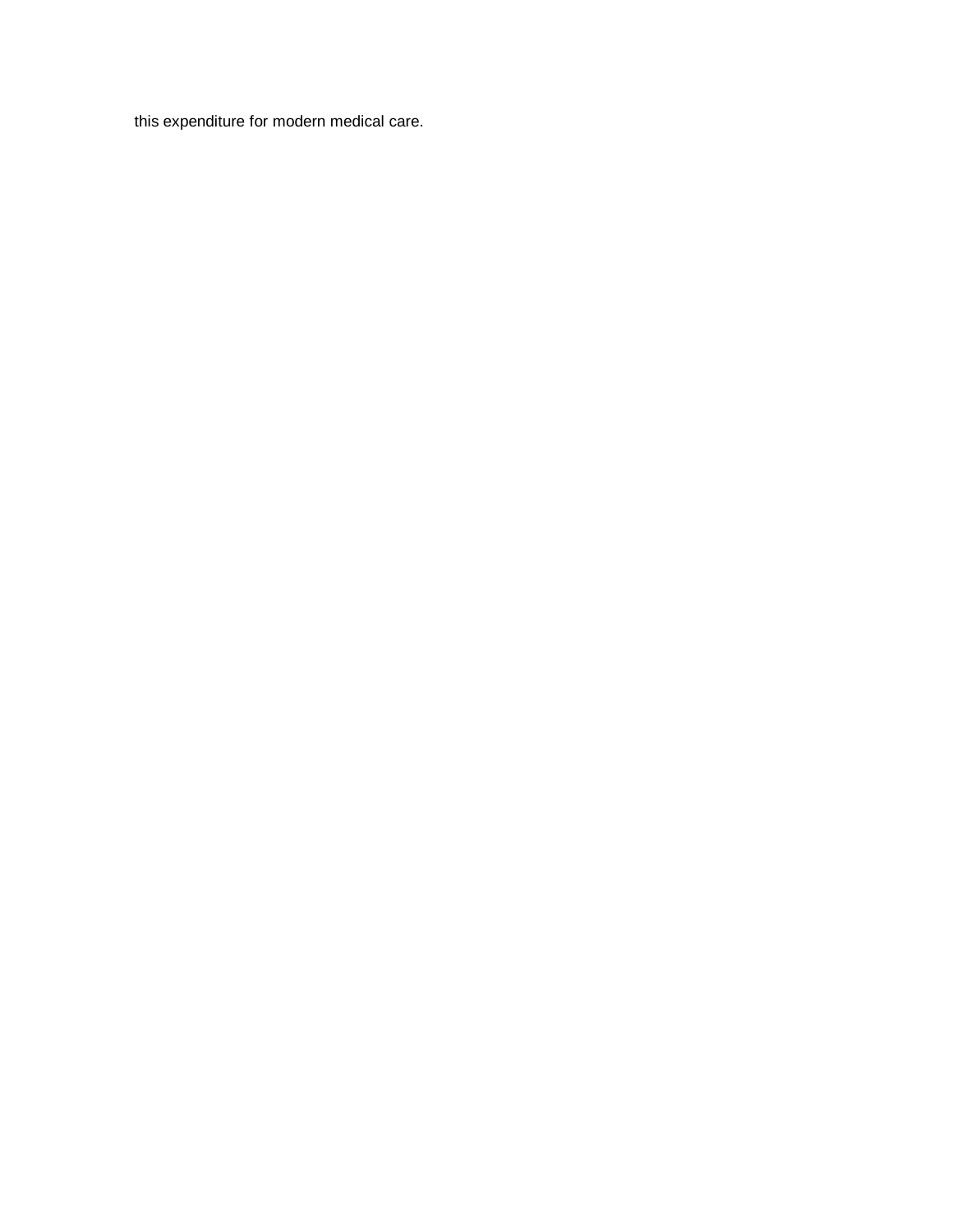this expenditure for modern medical care.